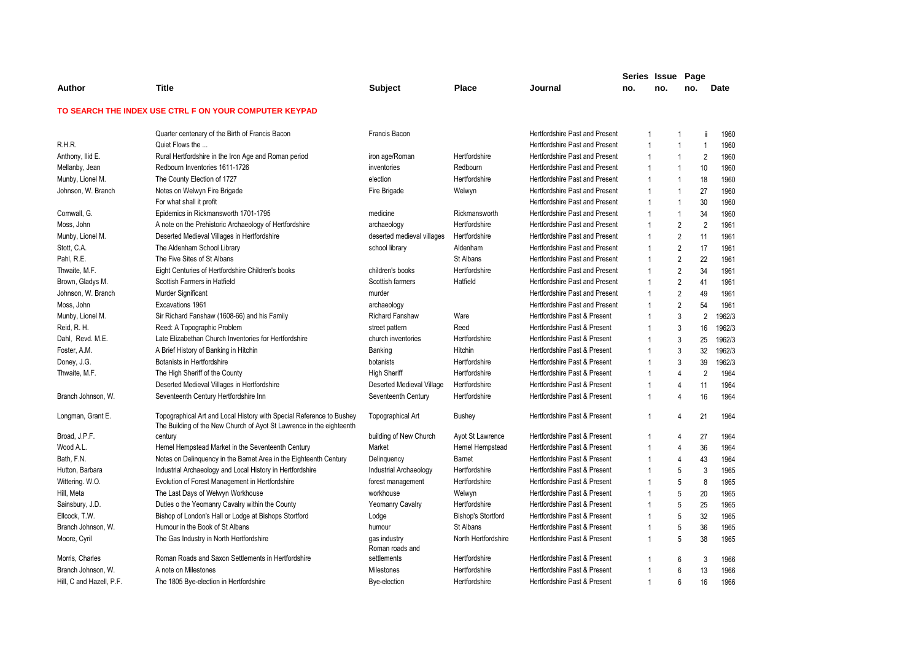| Author | Title | Subject | Place | Journal | Series no. | Issue no. | Page no. | Date |
|---|---|---|---|---|---|---|---|---|

**TO SEARCH THE INDEX USE CTRL F ON YOUR COMPUTER KEYPAD**

| Author | Title | Subject | Place | Journal | Series no. | Issue no. | Page no. | Date |
|---|---|---|---|---|---|---|---|---|
| | Quarter centenary of the Birth of Francis Bacon | Francis Bacon | | Hertfordshire Past and Present | 1 | 1 | ii | 1960 |
| R.H.R. | Quiet Flows the ... | | | Hertfordshire Past and Present | 1 | 1 | 1 | 1960 |
| Anthony, Ilid E. | Rural Hertfordshire in the Iron Age and Roman period | iron age/Roman | Hertfordshire | Hertfordshire Past and Present | 1 | 1 | 2 | 1960 |
| Mellanby, Jean | Redbourn Inventories 1611-1726 | inventories | Redbourn | Hertfordshire Past and Present | 1 | 1 | 10 | 1960 |
| Munby, Lionel M. | The County Election of 1727 | election | Hertfordshire | Hertfordshire Past and Present | 1 | 1 | 18 | 1960 |
| Johnson, W. Branch | Notes on Welwyn Fire Brigade | Fire Brigade | Welwyn | Hertfordshire Past and Present | 1 | 1 | 27 | 1960 |
| | For what shall it profit | | | Hertfordshire Past and Present | 1 | 1 | 30 | 1960 |
| Cornwall, G. | Epidemics in Rickmansworth 1701-1795 | medicine | Rickmansworth | Hertfordshire Past and Present | 1 | 1 | 34 | 1960 |
| Moss, John | A note on the Prehistoric Archaeology of Hertfordshire | archaeology | Hertfordshire | Hertfordshire Past and Present | 1 | 2 | 2 | 1961 |
| Munby, Lionel M. | Deserted Medieval Villages in Hertfordshire | deserted medieval villages | Hertfordshire | Hertfordshire Past and Present | 1 | 2 | 11 | 1961 |
| Stott, C.A. | The Aldenham School Library | school library | Aldenham | Hertfordshire Past and Present | 1 | 2 | 17 | 1961 |
| Pahl, R.E. | The Five Sites of St Albans | | St Albans | Hertfordshire Past and Present | 1 | 2 | 22 | 1961 |
| Thwaite, M.F. | Eight Centuries of Hertfordshire Children's books | children's books | Hertfordshire | Hertfordshire Past and Present | 1 | 2 | 34 | 1961 |
| Brown, Gladys M. | Scottish Farmers in Hatfield | Scottish farmers | Hatfield | Hertfordshire Past and Present | 1 | 2 | 41 | 1961 |
| Johnson, W. Branch | Murder Significant | murder | | Hertfordshire Past and Present | 1 | 2 | 49 | 1961 |
| Moss, John | Excavations 1961 | archaeology | | Hertfordshire Past and Present | 1 | 2 | 54 | 1961 |
| Munby, Lionel M. | Sir Richard Fanshaw (1608-66) and his Family | Richard Fanshaw | Ware | Hertfordshire Past & Present | 1 | 3 | 2 | 1962/3 |
| Reid, R. H. | Reed: A Topographic Problem | street pattern | Reed | Hertfordshire Past & Present | 1 | 3 | 16 | 1962/3 |
| Dahl, Revd. M.E. | Late Elizabethan Church Inventories for Hertfordshire | church inventories | Hertfordshire | Hertfordshire Past & Present | 1 | 3 | 25 | 1962/3 |
| Foster, A.M. | A Brief History of Banking in Hitchin | Banking | Hitchin | Hertfordshire Past & Present | 1 | 3 | 32 | 1962/3 |
| Doney, J.G. | Botanists in Hertfordshire | botanists | Hertfordshire | Hertfordshire Past & Present | 1 | 3 | 39 | 1962/3 |
| Thwaite, M.F. | The High Sheriff of the County | High Sheriff | Hertfordshire | Hertfordshire Past & Present | 1 | 4 | 2 | 1964 |
| | Deserted Medieval Villages in Hertfordshire | Deserted Medieval Village | Hertfordshire | Hertfordshire Past & Present | 1 | 4 | 11 | 1964 |
| Branch Johnson, W. | Seventeenth Century Hertfordshire Inn | Seventeenth Century | Hertfordshire | Hertfordshire Past & Present | 1 | 4 | 16 | 1964 |
| Longman, Grant E. | Topographical Art and Local History with Special Reference to Bushey | Topographical Art | Bushey | Hertfordshire Past & Present | 1 | 4 | 21 | 1964 |
| Broad, J.P.F. | The Building of the New Church of Ayot St Lawrence in the eighteenth century | building of New Church | Ayot St Lawrence | Hertfordshire Past & Present | 1 | 4 | 27 | 1964 |
| Wood A.L. | Hemel Hempstead Market in the Seventeenth Century | Market | Hemel Hempstead | Hertfordshire Past & Present | 1 | 4 | 36 | 1964 |
| Bath, F.N. | Notes on Delinquency in the Barnet Area in the Eighteenth Century | Delinquency | Barnet | Hertfordshire Past & Present | 1 | 4 | 43 | 1964 |
| Hutton, Barbara | Industrial Archaeology and Local History in Hertfordshire | Industrial Archaeology | Hertfordshire | Hertfordshire Past & Present | 1 | 5 | 3 | 1965 |
| Wittering. W.O. | Evolution of Forest Management in Hertfordshire | forest management | Hertfordshire | Hertfordshire Past & Present | 1 | 5 | 8 | 1965 |
| Hill, Meta | The Last Days of Welwyn Workhouse | workhouse | Welwyn | Hertfordshire Past & Present | 1 | 5 | 20 | 1965 |
| Sainsbury, J.D. | Duties o the Yeomanry Cavalry within the County | Yeomanry Cavalry | Hertfordshire | Hertfordshire Past & Present | 1 | 5 | 25 | 1965 |
| Ellcock, T.W. | Bishop of London's Hall or Lodge at Bishops Stortford | Lodge | Bishop's Stortford | Hertfordshire Past & Present | 1 | 5 | 32 | 1965 |
| Branch Johnson, W. | Humour in the Book of St Albans | humour | St Albans | Hertfordshire Past & Present | 1 | 5 | 36 | 1965 |
| Moore, Cyril | The Gas Industry in North Hertfordshire | gas industry | North Hertfordshire | Hertfordshire Past & Present | 1 | 5 | 38 | 1965 |
| Morris, Charles | Roman Roads and Saxon Settlements in Hertfordshire | Roman roads and settlements | Hertfordshire | Hertfordshire Past & Present | 1 | 6 | 3 | 1966 |
| Branch Johnson, W. | A note on Milestones | Milestones | Hertfordshire | Hertfordshire Past & Present | 1 | 6 | 13 | 1966 |
| Hill, C and Hazell, P.F. | The 1805 Bye-election in Hertfordshire | Bye-election | Hertfordshire | Hertfordshire Past & Present | 1 | 6 | 16 | 1966 |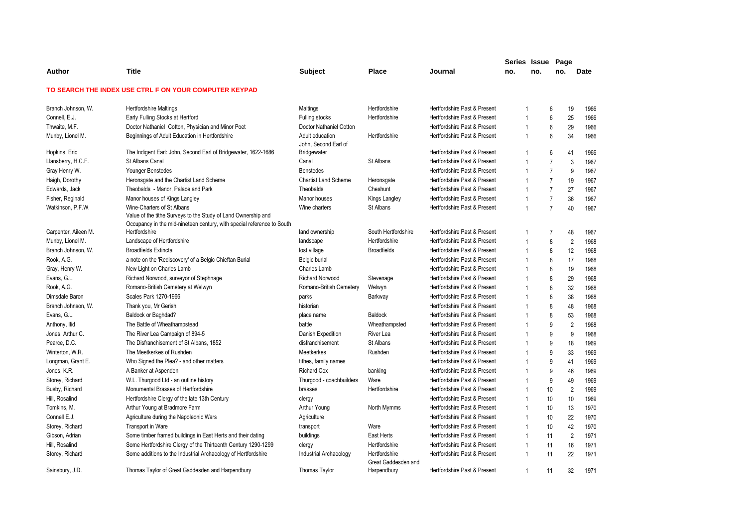| Author | Title | Subject | Place | Journal | Series no. | Issue no. | Page no. | Date |
|---|---|---|---|---|---|---|---|---|

**TO SEARCH THE INDEX USE CTRL F ON YOUR COMPUTER KEYPAD**

| Author | Title | Subject | Place | Journal | Series no. | Issue no. | Page no. | Date |
|---|---|---|---|---|---|---|---|---|
| Branch Johnson, W. | Hertfordshire Maltings | Maltings | Hertfordshire | Hertfordshire Past & Present | 1 | 6 | 19 | 1966 |
| Connell, E.J. | Early Fulling Stocks at Hertford | Fulling stocks | Hertfordshire | Hertfordshire Past & Present | 1 | 6 | 25 | 1966 |
| Thwaite, M.F. | Doctor Nathaniel Cotton, Physician and Minor Poet | Doctor Nathaniel Cotton | | Hertfordshire Past & Present | 1 | 6 | 29 | 1966 |
| Munby, Lionel M. | Beginnings of Adult Education in Hertfordshire | Adult education | Hertfordshire | Hertfordshire Past & Present | 1 | 6 | 34 | 1966 |
| Hopkins, Eric | The Indigent Earl: John, Second Earl of Bridgewater, 1622-1686 | John, Second Earl of Bridgewater | | Hertfordshire Past & Present | 1 | 6 | 41 | 1966 |
| Llansberry, H.C.F. | St Albans Canal | Canal | St Albans | Hertfordshire Past & Present | 1 | 7 | 3 | 1967 |
| Gray Henry W. | Younger Benstedes | Benstedes | | Hertfordshire Past & Present | 1 | 7 | 9 | 1967 |
| Haigh, Dorothy | Heronsgate and the Chartist Land Scheme | Chartist Land Scheme | Heronsgate | Hertfordshire Past & Present | 1 | 7 | 19 | 1967 |
| Edwards, Jack | Theobalds - Manor, Palace and Park | Theobalds | Cheshunt | Hertfordshire Past & Present | 1 | 7 | 27 | 1967 |
| Fisher, Reginald | Manor houses of Kings Langley | Manor houses | Kings Langley | Hertfordshire Past & Present | 1 | 7 | 36 | 1967 |
| Watkinson, P.F.W. | Wine-Charters of St Albans | Wine charters | St Albans | Hertfordshire Past & Present | 1 | 7 | 40 | 1967 |
| Carpenter, Aileen M. | Value of the tithe Surveys to the Study of Land Ownership and Occupancy in the mid-nineteen century, with special reference to South Hertfordshire | land ownership | South Hertfordshire | Hertfordshire Past & Present | 1 | 7 | 48 | 1967 |
| Munby, Lionel M. | Landscape of Hertfordshire | landscape | Hertfordshire | Hertfordshire Past & Present | 1 | 8 | 2 | 1968 |
| Branch Johnson, W. | Broadfields Extincta | lost village | Broadfields | Hertfordshire Past & Present | 1 | 8 | 12 | 1968 |
| Rook, A.G. | a note on the 'Rediscovery' of a Belgic Chieftan Burial | Belgic burial | | Hertfordshire Past & Present | 1 | 8 | 17 | 1968 |
| Gray, Henry W. | New Light on Charles Lamb | Charles Lamb | | Hertfordshire Past & Present | 1 | 8 | 19 | 1968 |
| Evans, G.L. | Richard Norwood, surveyor of Stephnage | Richard Norwood | Stevenage | Hertfordshire Past & Present | 1 | 8 | 29 | 1968 |
| Rook, A.G. | Romano-British Cemetery at Welwyn | Romano-British Cemetery | Welwyn | Hertfordshire Past & Present | 1 | 8 | 32 | 1968 |
| Dimsdale Baron | Scales Park 1270-1966 | parks | Barkway | Hertfordshire Past & Present | 1 | 8 | 38 | 1968 |
| Branch Johnson, W. | Thank you, Mr Gerish | historian | | Hertfordshire Past & Present | 1 | 8 | 48 | 1968 |
| Evans, G.L. | Baldock or Baghdad? | place name | Baldock | Hertfordshire Past & Present | 1 | 8 | 53 | 1968 |
| Anthony, Ilid | The Battle of Wheathampstead | battle | Wheathampsted | Hertfordshire Past & Present | 1 | 9 | 2 | 1968 |
| Jones, Arthur C. | The River Lea Campaign of 894-5 | Danish Expedition | River Lea | Hertfordshire Past & Present | 1 | 9 | 9 | 1968 |
| Pearce, D.C. | The Disfranchisement of St Albans, 1852 | disfranchisement | St Albans | Hertfordshire Past & Present | 1 | 9 | 18 | 1969 |
| Winterton, W.R. | The Meetkerkes of Rushden | Meetkerkes | Rushden | Hertfordshire Past & Present | 1 | 9 | 33 | 1969 |
| Longman, Grant E. | Who Signed the Plea? - and other matters | tithes, family names | | Hertfordshire Past & Present | 1 | 9 | 41 | 1969 |
| Jones, K.R. | A Banker at Aspenden | Richard Cox | banking | Hertfordshire Past & Present | 1 | 9 | 46 | 1969 |
| Storey, Richard | W.L. Thurgood Ltd - an outline history | Thurgood - coachbuilders | Ware | Hertfordshire Past & Present | 1 | 9 | 49 | 1969 |
| Busby, Richard | Monumental Brasses of Hertfordshire | brasses | Hertfordshire | Hertfordshire Past & Present | 1 | 10 | 2 | 1969 |
| Hill, Rosalind | Hertfordshire Clergy of the late 13th Century | clergy | | Hertfordshire Past & Present | 1 | 10 | 10 | 1969 |
| Tomkins, M. | Arthur Young at Bradmore Farm | Arthur Young | North Mymms | Hertfordshire Past & Present | 1 | 10 | 13 | 1970 |
| Connell E.J. | Agriculture during the Napoleonic Wars | Agriculture | | Hertfordshire Past & Present | 1 | 10 | 22 | 1970 |
| Storey, Richard | Transport in Ware | transport | Ware | Hertfordshire Past & Present | 1 | 10 | 42 | 1970 |
| Gibson, Adrian | Some timber framed buildings in East Herts and their dating | buildings | East Herts | Hertfordshire Past & Present | 1 | 11 | 2 | 1971 |
| Hill, Rosalind | Some Hertfordshire Clergy of the Thirteenth Century 1290-1299 | clergy | Hertfordshire | Hertfordshire Past & Present | 1 | 11 | 16 | 1971 |
| Storey, Richard | Some additions to the Industrial Archaeology of Hertfordshire | Industrial Archaeology | Hertfordshire | Hertfordshire Past & Present | 1 | 11 | 22 | 1971 |
| Sainsbury, J.D. | Thomas Taylor of Great Gaddesden and Harpendbury | Thomas Taylor | Great Gaddesden and Harpendbury | Hertfordshire Past & Present | 1 | 11 | 32 | 1971 |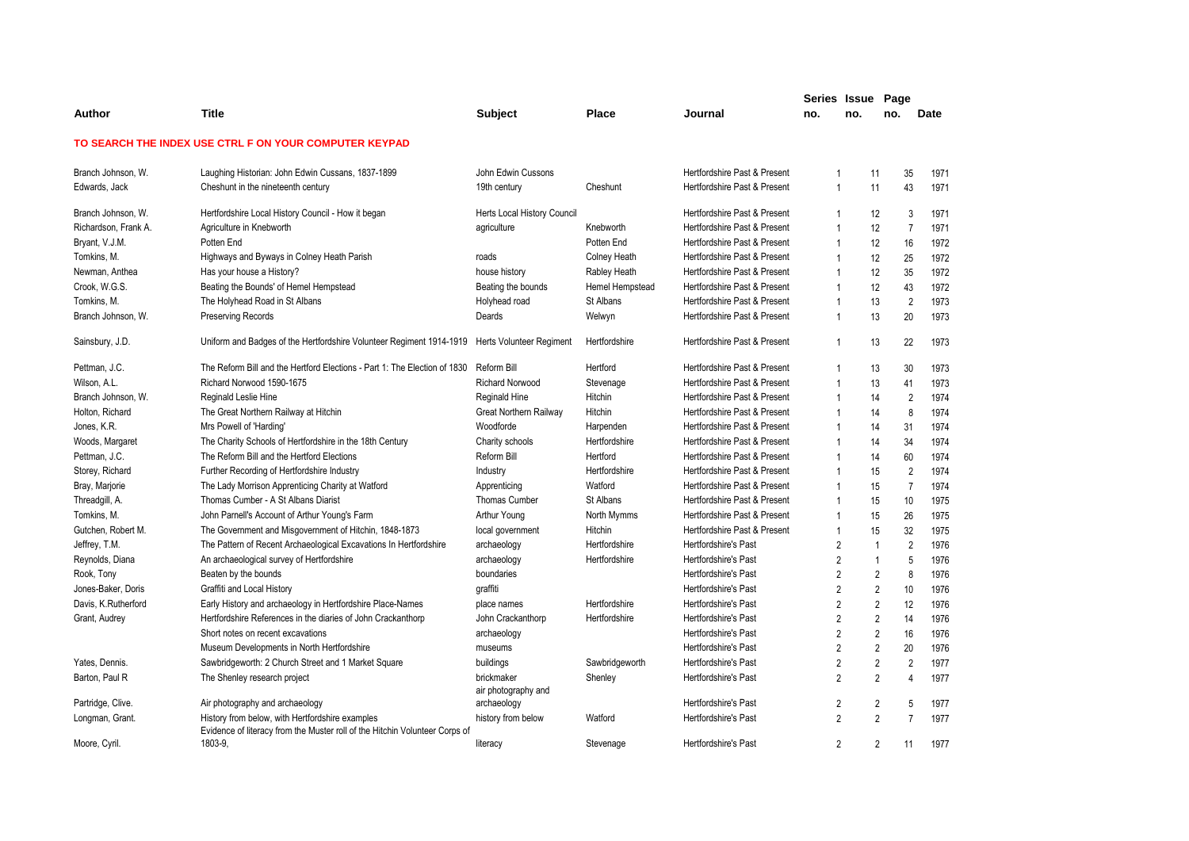| Author | Title | Subject | Place | Journal | Series no. | Issue no. | Page no. | Date |
|---|---|---|---|---|---|---|---|---|

**TO SEARCH THE INDEX USE CTRL F ON YOUR COMPUTER KEYPAD**

| Author | Title | Subject | Place | Journal | Series no. | Issue no. | Page no. | Date |
|---|---|---|---|---|---|---|---|---|
| Branch Johnson, W. | Laughing Historian: John Edwin Cussans, 1837-1899 | John Edwin Cussons | | Hertfordshire Past & Present | 1 | 11 | 35 | 1971 |
| Edwards, Jack | Cheshunt in the nineteenth century | 19th century | Cheshunt | Hertfordshire Past & Present | 1 | 11 | 43 | 1971 |
| Branch Johnson, W. | Hertfordshire Local History Council - How it began | Herts Local History Council | | Hertfordshire Past & Present | 1 | 12 | 3 | 1971 |
| Richardson, Frank A. | Agriculture in Knebworth | agriculture | Knebworth | Hertfordshire Past & Present | 1 | 12 | 7 | 1971 |
| Bryant, V.J.M. | Potten End | | Potten End | Hertfordshire Past & Present | 1 | 12 | 16 | 1972 |
| Tomkins, M. | Highways and Byways in Colney Heath Parish | roads | Colney Heath | Hertfordshire Past & Present | 1 | 12 | 25 | 1972 |
| Newman, Anthea | Has your house a History? | house history | Rabley Heath | Hertfordshire Past & Present | 1 | 12 | 35 | 1972 |
| Crook, W.G.S. | Beating the Bounds' of Hemel Hempstead | Beating the bounds | Hemel Hempstead | Hertfordshire Past & Present | 1 | 12 | 43 | 1972 |
| Tomkins, M. | The Holyhead Road in St Albans | Holyhead road | St Albans | Hertfordshire Past & Present | 1 | 13 | 2 | 1973 |
| Branch Johnson, W. | Preserving Records | Deards | Welwyn | Hertfordshire Past & Present | 1 | 13 | 20 | 1973 |
| Sainsbury, J.D. | Uniform and Badges of the Hertfordshire Volunteer Regiment 1914-1919 | Herts Volunteer Regiment | Hertfordshire | Hertfordshire Past & Present | 1 | 13 | 22 | 1973 |
| Pettman, J.C. | The Reform Bill and the Hertford Elections - Part 1: The Election of 1830 | Reform Bill | Hertford | Hertfordshire Past & Present | 1 | 13 | 30 | 1973 |
| Wilson, A.L. | Richard Norwood 1590-1675 | Richard Norwood | Stevenage | Hertfordshire Past & Present | 1 | 13 | 41 | 1973 |
| Branch Johnson, W. | Reginald Leslie Hine | Reginald Hine | Hitchin | Hertfordshire Past & Present | 1 | 14 | 2 | 1974 |
| Holton, Richard | The Great Northern Railway at Hitchin | Great Northern Railway | Hitchin | Hertfordshire Past & Present | 1 | 14 | 8 | 1974 |
| Jones, K.R. | Mrs Powell of 'Harding' | Woodforde | Harpenden | Hertfordshire Past & Present | 1 | 14 | 31 | 1974 |
| Woods, Margaret | The Charity Schools of Hertfordshire in the 18th Century | Charity schools | Hertfordshire | Hertfordshire Past & Present | 1 | 14 | 34 | 1974 |
| Pettman, J.C. | The Reform Bill and the Hertford Elections | Reform Bill | Hertford | Hertfordshire Past & Present | 1 | 14 | 60 | 1974 |
| Storey, Richard | Further Recording of Hertfordshire Industry | Industry | Hertfordshire | Hertfordshire Past & Present | 1 | 15 | 2 | 1974 |
| Bray, Marjorie | The Lady Morrison Apprenticing Charity at Watford | Apprenticing | Watford | Hertfordshire Past & Present | 1 | 15 | 7 | 1974 |
| Threadgill, A. | Thomas Cumber - A St Albans Diarist | Thomas Cumber | St Albans | Hertfordshire Past & Present | 1 | 15 | 10 | 1975 |
| Tomkins, M. | John Parnell's Account of Arthur Young's Farm | Arthur Young | North Mymms | Hertfordshire Past & Present | 1 | 15 | 26 | 1975 |
| Gutchen, Robert M. | The Government and Misgovernment of Hitchin, 1848-1873 | local government | Hitchin | Hertfordshire Past & Present | 1 | 15 | 32 | 1975 |
| Jeffrey, T.M. | The Pattern of Recent Archaeological Excavations In Hertfordshire | archaeology | Hertfordshire | Hertfordshire's Past | 2 | 1 | 2 | 1976 |
| Reynolds, Diana | An archaeological survey of Hertfordshire | archaeology | Hertfordshire | Hertfordshire's Past | 2 | 1 | 5 | 1976 |
| Rook, Tony | Beaten by the bounds | boundaries | | Hertfordshire's Past | 2 | 2 | 8 | 1976 |
| Jones-Baker, Doris | Graffiti and Local History | graffiti | | Hertfordshire's Past | 2 | 2 | 10 | 1976 |
| Davis, K.Rutherford | Early History and archaeology in Hertfordshire Place-Names | place names | Hertfordshire | Hertfordshire's Past | 2 | 2 | 12 | 1976 |
| Grant, Audrey | Hertfordshire References in the diaries of John Crackanthorp | John Crackanthorp | Hertfordshire | Hertfordshire's Past | 2 | 2 | 14 | 1976 |
| | Short notes on recent excavations | archaeology | | Hertfordshire's Past | 2 | 2 | 16 | 1976 |
| | Museum Developments in North Hertfordshire | museums | | Hertfordshire's Past | 2 | 2 | 20 | 1976 |
| Yates, Dennis. | Sawbridgeworth: 2 Church Street and 1 Market Square | buildings | Sawbridgeworth | Hertfordshire's Past | 2 | 2 | 2 | 1977 |
| Barton, Paul R | The Shenley research project | brickmaker | Shenley | Hertfordshire's Past | 2 | 2 | 4 | 1977 |
| Partridge, Clive. | Air photography and archaeology | air photography and archaeology | | Hertfordshire's Past | 2 | 2 | 5 | 1977 |
| Longman, Grant. | History from below, with Hertfordshire examples | history from below | Watford | Hertfordshire's Past | 2 | 2 | 7 | 1977 |
| Moore, Cyril. | Evidence of literacy from the Muster roll of the Hitchin Volunteer Corps of 1803-9, | literacy | Stevenage | Hertfordshire's Past | 2 | 2 | 11 | 1977 |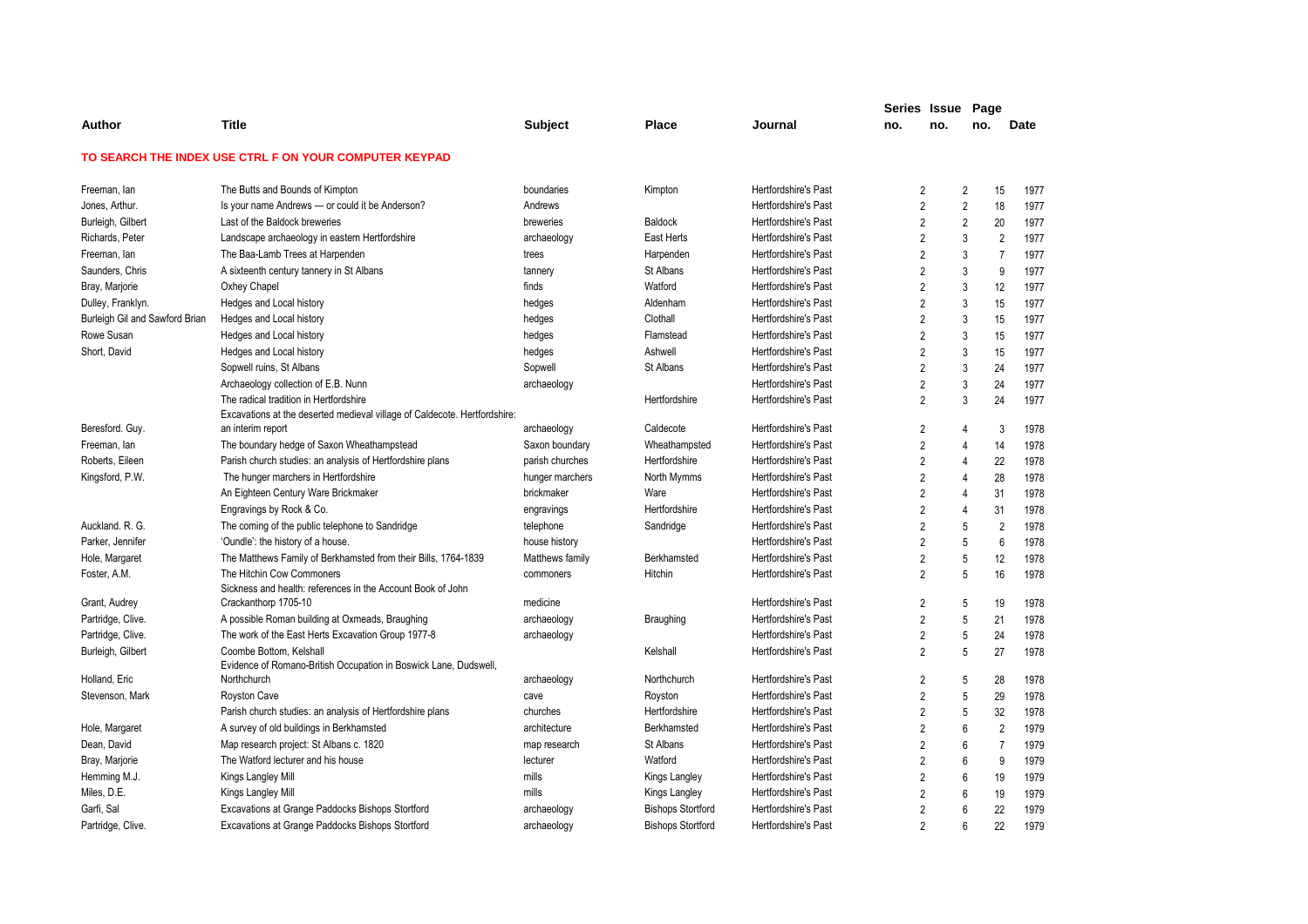**TO SEARCH THE INDEX USE CTRL F ON YOUR COMPUTER KEYPAD**

| Author | Title | Subject | Place | Journal | Series no. | Issue no. | Page no. | Date |
|---|---|---|---|---|---|---|---|---|
| Freeman, Ian | The Butts and Bounds of Kimpton | boundaries | Kimpton | Hertfordshire's Past | 2 | 2 | 15 | 1977 |
| Jones, Arthur. | Is your name Andrews — or could it be Anderson? | Andrews | | Hertfordshire's Past | 2 | 2 | 18 | 1977 |
| Burleigh, Gilbert | Last of the Baldock breweries | breweries | Baldock | Hertfordshire's Past | 2 | 2 | 20 | 1977 |
| Richards, Peter | Landscape archaeology in eastern Hertfordshire | archaeology | East Herts | Hertfordshire's Past | 2 | 3 | 2 | 1977 |
| Freeman, Ian | The Baa-Lamb Trees at Harpenden | trees | Harpenden | Hertfordshire's Past | 2 | 3 | 7 | 1977 |
| Saunders, Chris | A sixteenth century tannery in St Albans | tannery | St Albans | Hertfordshire's Past | 2 | 3 | 9 | 1977 |
| Bray, Marjorie | Oxhey Chapel | finds | Watford | Hertfordshire's Past | 2 | 3 | 12 | 1977 |
| Dulley, Franklyn. | Hedges and Local history | hedges | Aldenham | Hertfordshire's Past | 2 | 3 | 15 | 1977 |
| Burleigh Gil and Sawford Brian | Hedges and Local history | hedges | Clothall | Hertfordshire's Past | 2 | 3 | 15 | 1977 |
| Rowe Susan | Hedges and Local history | hedges | Flamstead | Hertfordshire's Past | 2 | 3 | 15 | 1977 |
| Short, David | Hedges and Local history | hedges | Ashwell | Hertfordshire's Past | 2 | 3 | 15 | 1977 |
| | Sopwell ruins, St Albans | Sopwell | St Albans | Hertfordshire's Past | 2 | 3 | 24 | 1977 |
| | Archaeology collection of E.B. Nunn | archaeology | | Hertfordshire's Past | 2 | 3 | 24 | 1977 |
| | The radical tradition in Hertfordshire | | Hertfordshire | Hertfordshire's Past | 2 | 3 | 24 | 1977 |
| Beresford. Guy. | Excavations at the deserted medieval village of Caldecote. Hertfordshire: an interim report | archaeology | Caldecote | Hertfordshire's Past | 2 | 4 | 3 | 1978 |
| Freeman, Ian | The boundary hedge of Saxon Wheathampstead | Saxon boundary | Wheathampsted | Hertfordshire's Past | 2 | 4 | 14 | 1978 |
| Roberts, Eileen | Parish church studies: an analysis of Hertfordshire plans | parish churches | Hertfordshire | Hertfordshire's Past | 2 | 4 | 22 | 1978 |
| Kingsford, P.W. | The hunger marchers in Hertfordshire | hunger marchers | North Mymms | Hertfordshire's Past | 2 | 4 | 28 | 1978 |
| | An Eighteen Century Ware Brickmaker | brickmaker | Ware | Hertfordshire's Past | 2 | 4 | 31 | 1978 |
| | Engravings by Rock & Co. | engravings | Hertfordshire | Hertfordshire's Past | 2 | 4 | 31 | 1978 |
| Auckland. R. G. | The coming of the public telephone to Sandridge | telephone | Sandridge | Hertfordshire's Past | 2 | 5 | 2 | 1978 |
| Parker, Jennifer | 'Oundle': the history of a house. | house history | | Hertfordshire's Past | 2 | 5 | 6 | 1978 |
| Hole, Margaret | The Matthews Family of Berkhamsted from their Bills, 1764-1839 | Matthews family | Berkhamsted | Hertfordshire's Past | 2 | 5 | 12 | 1978 |
| Foster, A.M. | The Hitchin Cow Commoners | commoners | Hitchin | Hertfordshire's Past | 2 | 5 | 16 | 1978 |
| Grant, Audrey | Sickness and health: references in the Account Book of John Crackanthorp 1705-10 | medicine | | Hertfordshire's Past | 2 | 5 | 19 | 1978 |
| Partridge, Clive. | A possible Roman building at Oxmeads, Braughing | archaeology | Braughing | Hertfordshire's Past | 2 | 5 | 21 | 1978 |
| Partridge, Clive. | The work of the East Herts Excavation Group 1977-8 | archaeology | | Hertfordshire's Past | 2 | 5 | 24 | 1978 |
| Burleigh, Gilbert | Coombe Bottom, Kelshall | | Kelshall | Hertfordshire's Past | 2 | 5 | 27 | 1978 |
| Holland, Eric | Evidence of Romano-British Occupation in Boswick Lane, Dudswell, Northchurch | archaeology | Northchurch | Hertfordshire's Past | 2 | 5 | 28 | 1978 |
| Stevenson, Mark | Royston Cave | cave | Royston | Hertfordshire's Past | 2 | 5 | 29 | 1978 |
| | Parish church studies: an analysis of Hertfordshire plans | churches | Hertfordshire | Hertfordshire's Past | 2 | 5 | 32 | 1978 |
| Hole, Margaret | A survey of old buildings in Berkhamsted | architecture | Berkhamsted | Hertfordshire's Past | 2 | 6 | 2 | 1979 |
| Dean, David | Map research project: St Albans c. 1820 | map research | St Albans | Hertfordshire's Past | 2 | 6 | 7 | 1979 |
| Bray, Marjorie | The Watford lecturer and his house | lecturer | Watford | Hertfordshire's Past | 2 | 6 | 9 | 1979 |
| Hemming M.J. | Kings Langley Mill | mills | Kings Langley | Hertfordshire's Past | 2 | 6 | 19 | 1979 |
| Miles, D.E. | Kings Langley Mill | mills | Kings Langley | Hertfordshire's Past | 2 | 6 | 19 | 1979 |
| Garfi, Sal | Excavations at Grange Paddocks Bishops Stortford | archaeology | Bishops Stortford | Hertfordshire's Past | 2 | 6 | 22 | 1979 |
| Partridge, Clive. | Excavations at Grange Paddocks Bishops Stortford | archaeology | Bishops Stortford | Hertfordshire's Past | 2 | 6 | 22 | 1979 |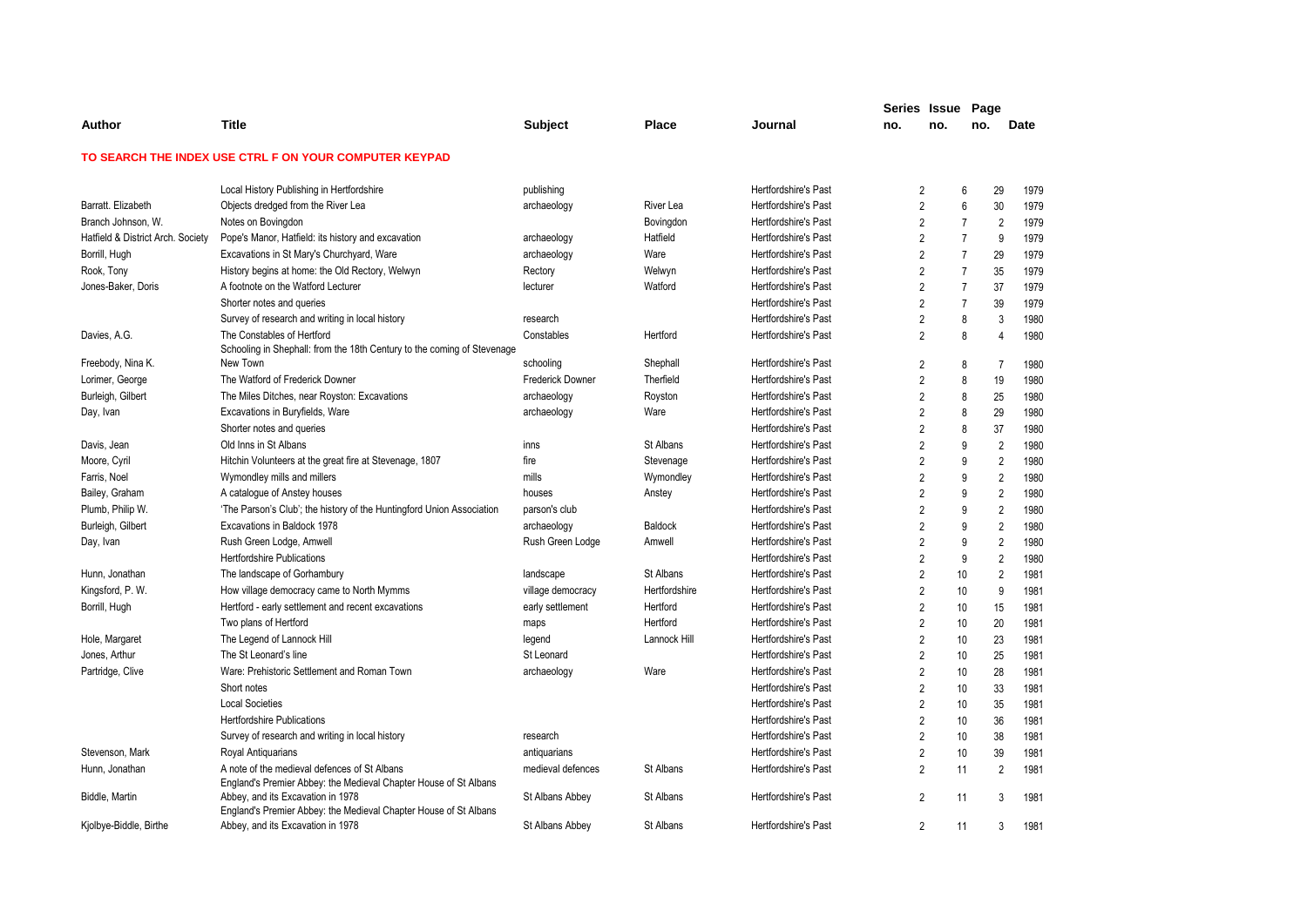| Author | Title | Subject | Place | Journal | Series no. | Issue no. | Page no. | Date |
|---|---|---|---|---|---|---|---|---|

**TO SEARCH THE INDEX USE CTRL F ON YOUR COMPUTER KEYPAD**

| Author | Title | Subject | Place | Journal | Series no. | Issue no. | Page no. | Date |
|---|---|---|---|---|---|---|---|---|
| | Local History Publishing in Hertfordshire | publishing | | Hertfordshire's Past | 2 | 6 | 29 | 1979 |
| Barratt. Elizabeth | Objects dredged from the River Lea | archaeology | River Lea | Hertfordshire's Past | 2 | 6 | 30 | 1979 |
| Branch Johnson, W. | Notes on Bovingdon | | Bovingdon | Hertfordshire's Past | 2 | 7 | 2 | 1979 |
| Hatfield & District Arch. Society | Pope's Manor, Hatfield: its history and excavation | archaeology | Hatfield | Hertfordshire's Past | 2 | 7 | 9 | 1979 |
| Borrill, Hugh | Excavations in St Mary's Churchyard, Ware | archaeology | Ware | Hertfordshire's Past | 2 | 7 | 29 | 1979 |
| Rook, Tony | History begins at home: the Old Rectory, Welwyn | Rectory | Welwyn | Hertfordshire's Past | 2 | 7 | 35 | 1979 |
| Jones-Baker, Doris | A footnote on the Watford Lecturer | lecturer | Watford | Hertfordshire's Past | 2 | 7 | 37 | 1979 |
| | Shorter notes and queries | | | Hertfordshire's Past | 2 | 7 | 39 | 1979 |
| | Survey of research and writing in local history | research | | Hertfordshire's Past | 2 | 8 | 3 | 1980 |
| Davies, A.G. | The Constables of Hertford | Constables | Hertford | Hertfordshire's Past | 2 | 8 | 4 | 1980 |
| Freebody, Nina K. | Schooling in Shephall: from the 18th Century to the coming of Stevenage New Town | schooling | Shephall | Hertfordshire's Past | 2 | 8 | 7 | 1980 |
| Lorimer, George | The Watford of Frederick Downer | Frederick Downer | Therfield | Hertfordshire's Past | 2 | 8 | 19 | 1980 |
| Burleigh, Gilbert | The Miles Ditches, near Royston: Excavations | archaeology | Royston | Hertfordshire's Past | 2 | 8 | 25 | 1980 |
| Day, Ivan | Excavations in Buryfields, Ware | archaeology | Ware | Hertfordshire's Past | 2 | 8 | 29 | 1980 |
| | Shorter notes and queries | | | Hertfordshire's Past | 2 | 8 | 37 | 1980 |
| Davis, Jean | Old Inns in St Albans | inns | St Albans | Hertfordshire's Past | 2 | 9 | 2 | 1980 |
| Moore, Cyril | Hitchin Volunteers at the great fire at Stevenage, 1807 | fire | Stevenage | Hertfordshire's Past | 2 | 9 | 2 | 1980 |
| Farris, Noel | Wymondley mills and millers | mills | Wymondley | Hertfordshire's Past | 2 | 9 | 2 | 1980 |
| Bailey, Graham | A catalogue of Anstey houses | houses | Anstey | Hertfordshire's Past | 2 | 9 | 2 | 1980 |
| Plumb, Philip W. | 'The Parson's Club'; the history of the Huntingford Union Association | parson's club | | Hertfordshire's Past | 2 | 9 | 2 | 1980 |
| Burleigh, Gilbert | Excavations in Baldock 1978 | archaeology | Baldock | Hertfordshire's Past | 2 | 9 | 2 | 1980 |
| Day, Ivan | Rush Green Lodge, Amwell | Rush Green Lodge | Amwell | Hertfordshire's Past | 2 | 9 | 2 | 1980 |
| | Hertfordshire Publications | | | Hertfordshire's Past | 2 | 9 | 2 | 1980 |
| Hunn, Jonathan | The landscape of Gorhambury | landscape | St Albans | Hertfordshire's Past | 2 | 10 | 2 | 1981 |
| Kingsford, P. W. | How village democracy came to North Mymms | village democracy | Hertfordshire | Hertfordshire's Past | 2 | 10 | 9 | 1981 |
| Borrill, Hugh | Hertford - early settlement and recent excavations | early settlement | Hertford | Hertfordshire's Past | 2 | 10 | 15 | 1981 |
| | Two plans of Hertford | maps | Hertford | Hertfordshire's Past | 2 | 10 | 20 | 1981 |
| Hole, Margaret | The Legend of Lannock Hill | legend | Lannock Hill | Hertfordshire's Past | 2 | 10 | 23 | 1981 |
| Jones, Arthur | The St Leonard's line | St Leonard | | Hertfordshire's Past | 2 | 10 | 25 | 1981 |
| Partridge, Clive | Ware: Prehistoric Settlement and Roman Town | archaeology | Ware | Hertfordshire's Past | 2 | 10 | 28 | 1981 |
| | Short notes | | | Hertfordshire's Past | 2 | 10 | 33 | 1981 |
| | Local Societies | | | Hertfordshire's Past | 2 | 10 | 35 | 1981 |
| | Hertfordshire Publications | | | Hertfordshire's Past | 2 | 10 | 36 | 1981 |
| | Survey of research and writing in local history | research | | Hertfordshire's Past | 2 | 10 | 38 | 1981 |
| Stevenson, Mark | Royal Antiquarians | antiquarians | | Hertfordshire's Past | 2 | 10 | 39 | 1981 |
| Hunn, Jonathan | A note of the medieval defences of St Albans | medieval defences | St Albans | Hertfordshire's Past | 2 | 11 | 2 | 1981 |
| Biddle, Martin | England's Premier Abbey: the Medieval Chapter House of St Albans Abbey, and its Excavation in 1978 | St Albans Abbey | St Albans | Hertfordshire's Past | 2 | 11 | 3 | 1981 |
| Kjolbye-Biddle, Birthe | England's Premier Abbey: the Medieval Chapter House of St Albans Abbey, and its Excavation in 1978 | St Albans Abbey | St Albans | Hertfordshire's Past | 2 | 11 | 3 | 1981 |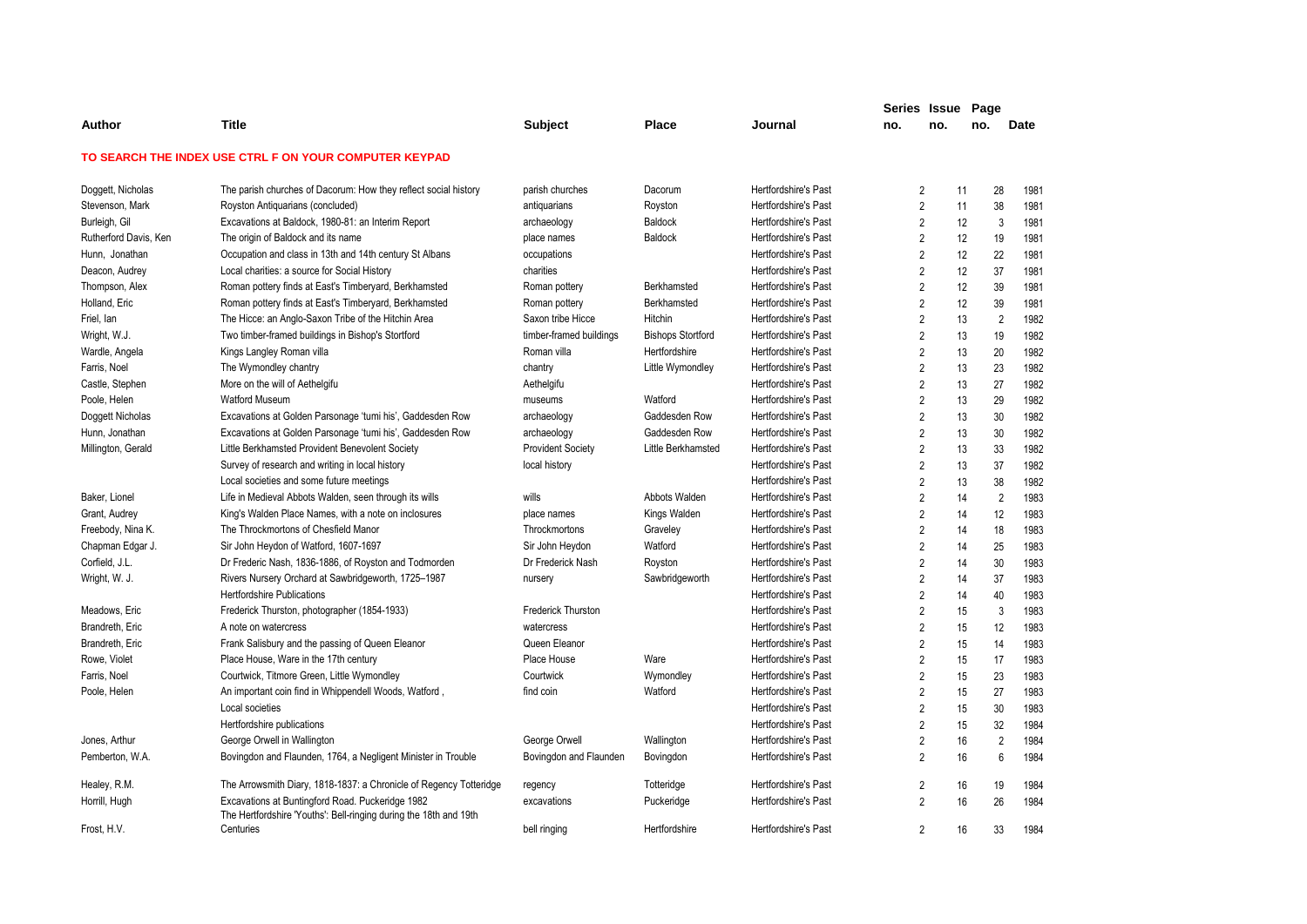| Author | Title | Subject | Place | Journal | Series no. | Issue no. | Page no. | Date |
|---|---|---|---|---|---|---|---|---|

**TO SEARCH THE INDEX USE CTRL F ON YOUR COMPUTER KEYPAD**

| Author | Title | Subject | Place | Journal | Series no. | Issue no. | Page no. | Date |
|---|---|---|---|---|---|---|---|---|
| Doggett, Nicholas | The parish churches of Dacorum: How they reflect social history | parish churches | Dacorum | Hertfordshire's Past | 2 | 11 | 28 | 1981 |
| Stevenson, Mark | Royston Antiquarians (concluded) | antiquarians | Royston | Hertfordshire's Past | 2 | 11 | 38 | 1981 |
| Burleigh, Gil | Excavations at Baldock, 1980-81: an Interim Report | archaeology | Baldock | Hertfordshire's Past | 2 | 12 | 3 | 1981 |
| Rutherford Davis, Ken | The origin of Baldock and its name | place names | Baldock | Hertfordshire's Past | 2 | 12 | 19 | 1981 |
| Hunn, Jonathan | Occupation and class in 13th and 14th century St Albans | occupations | | Hertfordshire's Past | 2 | 12 | 22 | 1981 |
| Deacon, Audrey | Local charities: a source for Social History | charities | | Hertfordshire's Past | 2 | 12 | 37 | 1981 |
| Thompson, Alex | Roman pottery finds at East's Timberyard, Berkhamsted | Roman pottery | Berkhamsted | Hertfordshire's Past | 2 | 12 | 39 | 1981 |
| Holland, Eric | Roman pottery finds at East's Timberyard, Berkhamsted | Roman pottery | Berkhamsted | Hertfordshire's Past | 2 | 12 | 39 | 1981 |
| Friel, Ian | The Hicce: an Anglo-Saxon Tribe of the Hitchin Area | Saxon tribe Hicce | Hitchin | Hertfordshire's Past | 2 | 13 | 2 | 1982 |
| Wright, W.J. | Two timber-framed buildings in Bishop's Stortford | timber-framed buildings | Bishops Stortford | Hertfordshire's Past | 2 | 13 | 19 | 1982 |
| Wardle, Angela | Kings Langley Roman villa | Roman villa | Hertfordshire | Hertfordshire's Past | 2 | 13 | 20 | 1982 |
| Farris, Noel | The Wymondley chantry | chantry | Little Wymondley | Hertfordshire's Past | 2 | 13 | 23 | 1982 |
| Castle, Stephen | More on the will of Aethelgifu | Aethelgifu | | Hertfordshire's Past | 2 | 13 | 27 | 1982 |
| Poole, Helen | Watford Museum | museums | Watford | Hertfordshire's Past | 2 | 13 | 29 | 1982 |
| Doggett Nicholas | Excavations at Golden Parsonage 'tumi his', Gaddesden Row | archaeology | Gaddesden Row | Hertfordshire's Past | 2 | 13 | 30 | 1982 |
| Hunn, Jonathan | Excavations at Golden Parsonage 'tumi his', Gaddesden Row | archaeology | Gaddesden Row | Hertfordshire's Past | 2 | 13 | 30 | 1982 |
| Millington, Gerald | Little Berkhamsted Provident Benevolent Society | Provident Society | Little Berkhamsted | Hertfordshire's Past | 2 | 13 | 33 | 1982 |
| | Survey of research and writing in local history | local history | | Hertfordshire's Past | 2 | 13 | 37 | 1982 |
| | Local societies and some future meetings | | | Hertfordshire's Past | 2 | 13 | 38 | 1982 |
| Baker, Lionel | Life in Medieval Abbots Walden, seen through its wills | wills | Abbots Walden | Hertfordshire's Past | 2 | 14 | 2 | 1983 |
| Grant, Audrey | King's Walden Place Names, with a note on inclosures | place names | Kings Walden | Hertfordshire's Past | 2 | 14 | 12 | 1983 |
| Freebody, Nina K. | The Throckmortons of Chesfield Manor | Throckmortons | Graveley | Hertfordshire's Past | 2 | 14 | 18 | 1983 |
| Chapman Edgar J. | Sir John Heydon of Watford, 1607-1697 | Sir John Heydon | Watford | Hertfordshire's Past | 2 | 14 | 25 | 1983 |
| Corfield, J.L. | Dr Frederic Nash, 1836-1886, of Royston and Todmorden | Dr Frederick Nash | Royston | Hertfordshire's Past | 2 | 14 | 30 | 1983 |
| Wright, W. J. | Rivers Nursery Orchard at Sawbridgeworth, 1725–1987 | nursery | Sawbridgeworth | Hertfordshire's Past | 2 | 14 | 37 | 1983 |
| | Hertfordshire Publications | | | Hertfordshire's Past | 2 | 14 | 40 | 1983 |
| Meadows, Eric | Frederick Thurston, photographer (1854-1933) | Frederick Thurston | | Hertfordshire's Past | 2 | 15 | 3 | 1983 |
| Brandreth, Eric | A note on watercress | watercress | | Hertfordshire's Past | 2 | 15 | 12 | 1983 |
| Brandreth, Eric | Frank Salisbury and the passing of Queen Eleanor | Queen Eleanor | | Hertfordshire's Past | 2 | 15 | 14 | 1983 |
| Rowe, Violet | Place House, Ware in the 17th century | Place House | Ware | Hertfordshire's Past | 2 | 15 | 17 | 1983 |
| Farris, Noel | Courtwick, Titmore Green, Little Wymondley | Courtwick | Wymondley | Hertfordshire's Past | 2 | 15 | 23 | 1983 |
| Poole, Helen | An important coin find in Whippendell Woods, Watford , | find coin | Watford | Hertfordshire's Past | 2 | 15 | 27 | 1983 |
| | Local societies | | | Hertfordshire's Past | 2 | 15 | 30 | 1983 |
| | Hertfordshire publications | | | Hertfordshire's Past | 2 | 15 | 32 | 1984 |
| Jones, Arthur | George Orwell in Wallington | George Orwell | Wallington | Hertfordshire's Past | 2 | 16 | 2 | 1984 |
| Pemberton, W.A. | Bovingdon and Flaunden, 1764, a Negligent Minister in Trouble | Bovingdon and Flaunden | Bovingdon | Hertfordshire's Past | 2 | 16 | 6 | 1984 |
| Healey, R.M. | The Arrowsmith Diary, 1818-1837: a Chronicle of Regency Totteridge | regency | Totteridge | Hertfordshire's Past | 2 | 16 | 19 | 1984 |
| Horrill, Hugh | Excavations at Buntingford Road. Puckeridge 1982 | excavations | Puckeridge | Hertfordshire's Past | 2 | 16 | 26 | 1984 |
| Frost, H.V. | The Hertfordshire 'Youths': Bell-ringing during the 18th and 19th Centuries | bell ringing | Hertfordshire | Hertfordshire's Past | 2 | 16 | 33 | 1984 |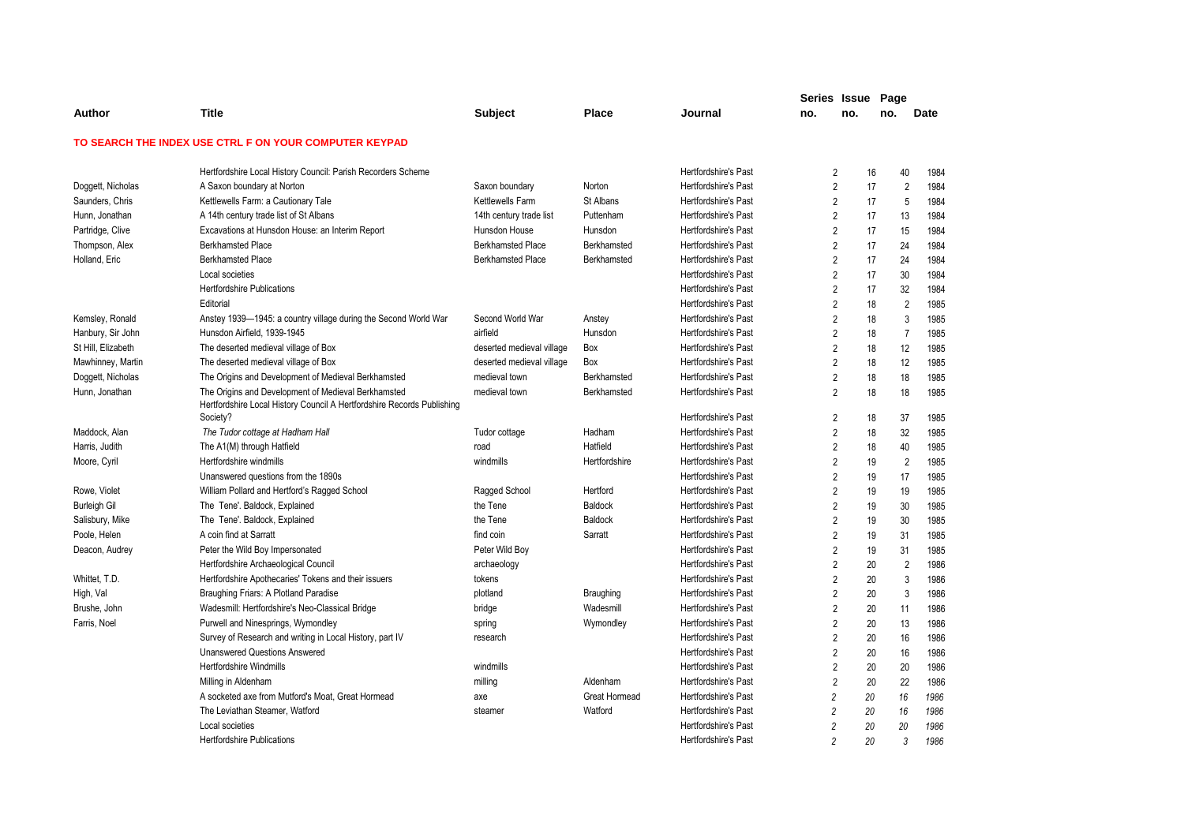| Author | Title | Subject | Place | Journal | Series no. | Issue no. | Page no. | Date |
|---|---|---|---|---|---|---|---|---|

**TO SEARCH THE INDEX USE CTRL F ON YOUR COMPUTER KEYPAD**

| Author | Title | Subject | Place | Journal | Series no. | Issue no. | Page no. | Date |
|---|---|---|---|---|---|---|---|---|
| | Hertfordshire Local History Council: Parish Recorders Scheme | | | Hertfordshire's Past | 2 | 16 | 40 | 1984 |
| Doggett, Nicholas | A Saxon boundary at Norton | Saxon boundary | Norton | Hertfordshire's Past | 2 | 17 | 2 | 1984 |
| Saunders, Chris | Kettlewells Farm: a Cautionary Tale | Kettlewells Farm | St Albans | Hertfordshire's Past | 2 | 17 | 5 | 1984 |
| Hunn, Jonathan | A 14th century trade list of St Albans | 14th century trade list | Puttenham | Hertfordshire's Past | 2 | 17 | 13 | 1984 |
| Partridge, Clive | Excavations at Hunsdon House: an Interim Report | Hunsdon House | Hunsdon | Hertfordshire's Past | 2 | 17 | 15 | 1984 |
| Thompson, Alex | Berkhamsted Place | Berkhamsted Place | Berkhamsted | Hertfordshire's Past | 2 | 17 | 24 | 1984 |
| Holland, Eric | Berkhamsted Place | Berkhamsted Place | Berkhamsted | Hertfordshire's Past | 2 | 17 | 24 | 1984 |
| | Local societies | | | Hertfordshire's Past | 2 | 17 | 30 | 1984 |
| | Hertfordshire Publications | | | Hertfordshire's Past | 2 | 17 | 32 | 1984 |
| | Editorial | | | Hertfordshire's Past | 2 | 18 | 2 | 1985 |
| Kemsley, Ronald | Anstey 1939—1945: a country village during the Second World War | Second World War | Anstey | Hertfordshire's Past | 2 | 18 | 3 | 1985 |
| Hanbury, Sir John | Hunsdon Airfield, 1939-1945 | airfield | Hunsdon | Hertfordshire's Past | 2 | 18 | 7 | 1985 |
| St Hill, Elizabeth | The deserted medieval village of Box | deserted medieval village | Box | Hertfordshire's Past | 2 | 18 | 12 | 1985 |
| Mawhinney, Martin | The deserted medieval village of Box | deserted medieval village | Box | Hertfordshire's Past | 2 | 18 | 12 | 1985 |
| Doggett, Nicholas | The Origins and Development of Medieval Berkhamsted | medieval town | Berkhamsted | Hertfordshire's Past | 2 | 18 | 18 | 1985 |
| Hunn, Jonathan | The Origins and Development of Medieval Berkhamsted | medieval town | Berkhamsted | Hertfordshire's Past | 2 | 18 | 18 | 1985 |
| | Hertfordshire Local History Council A Hertfordshire Records Publishing Society? | | | Hertfordshire's Past | 2 | 18 | 37 | 1985 |
| Maddock, Alan | *The Tudor cottage at Hadham Hall* | Tudor cottage | Hadham | Hertfordshire's Past | 2 | 18 | 32 | 1985 |
| Harris, Judith | The A1(M) through Hatfield | road | Hatfield | Hertfordshire's Past | 2 | 18 | 40 | 1985 |
| Moore, Cyril | Hertfordshire windmills | windmills | Hertfordshire | Hertfordshire's Past | 2 | 19 | 2 | 1985 |
| | Unanswered questions from the 1890s | | | Hertfordshire's Past | 2 | 19 | 17 | 1985 |
| Rowe, Violet | William Pollard and Hertford's Ragged School | Ragged School | Hertford | Hertfordshire's Past | 2 | 19 | 19 | 1985 |
| Burleigh Gil | The Tene'. Baldock, Explained | the Tene | Baldock | Hertfordshire's Past | 2 | 19 | 30 | 1985 |
| Salisbury, Mike | The Tene'. Baldock, Explained | the Tene | Baldock | Hertfordshire's Past | 2 | 19 | 30 | 1985 |
| Poole, Helen | A coin find at Sarratt | find coin | Sarratt | Hertfordshire's Past | 2 | 19 | 31 | 1985 |
| Deacon, Audrey | Peter the Wild Boy Impersonated | Peter Wild Boy | | Hertfordshire's Past | 2 | 19 | 31 | 1985 |
| | Hertfordshire Archaeological Council | archaeology | | Hertfordshire's Past | 2 | 20 | 2 | 1986 |
| Whittet, T.D. | Hertfordshire Apothecaries' Tokens and their issuers | tokens | | Hertfordshire's Past | 2 | 20 | 3 | 1986 |
| High, Val | Braughing Friars: A Plotland Paradise | plotland | Braughing | Hertfordshire's Past | 2 | 20 | 3 | 1986 |
| Brushe, John | Wadesmill: Hertfordshire's Neo-Classical Bridge | bridge | Wadesmill | Hertfordshire's Past | 2 | 20 | 11 | 1986 |
| Farris, Noel | Purwell and Ninesprings, Wymondley | spring | Wymondley | Hertfordshire's Past | 2 | 20 | 13 | 1986 |
| | Survey of Research and writing in Local History, part IV | research | | Hertfordshire's Past | 2 | 20 | 16 | 1986 |
| | Unanswered Questions Answered | | | Hertfordshire's Past | 2 | 20 | 16 | 1986 |
| | Hertfordshire Windmills | windmills | | Hertfordshire's Past | 2 | 20 | 20 | 1986 |
| | Milling in Aldenham | milling | Aldenham | Hertfordshire's Past | 2 | 20 | 22 | 1986 |
| | A socketed axe from Mutford's Moat, Great Hormead | axe | Great Hormead | Hertfordshire's Past | *2* | *20* | *16* | *1986* |
| | The Leviathan Steamer, Watford | steamer | Watford | Hertfordshire's Past | *2* | *20* | *16* | *1986* |
| | Local societies | | | Hertfordshire's Past | *2* | *20* | *20* | *1986* |
| | Hertfordshire Publications | | | Hertfordshire's Past | *2* | *20* | *3* | *1986* |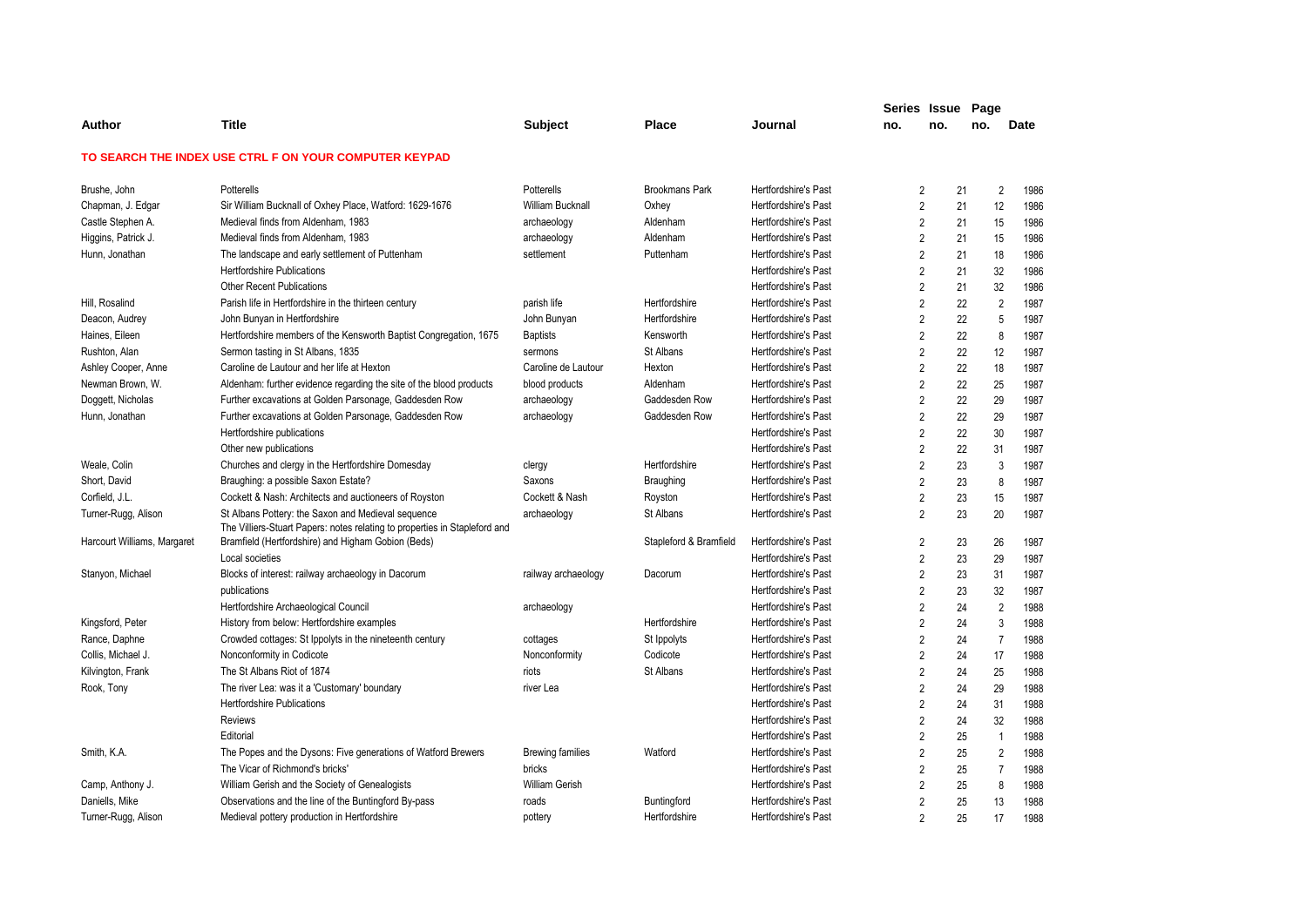| Author | Title | Subject | Place | Journal | Series no. | Issue no. | Page no. | Date |
|---|---|---|---|---|---|---|---|---|

**TO SEARCH THE INDEX USE CTRL F ON YOUR COMPUTER KEYPAD**

| Author | Title | Subject | Place | Journal | Series no. | Issue no. | Page no. | Date |
|---|---|---|---|---|---|---|---|---|
| Brushe, John | Potterells | Potterells | Brookmans Park | Hertfordshire's Past | 2 | 21 | 2 | 1986 |
| Chapman, J. Edgar | Sir William Bucknall of Oxhey Place, Watford: 1629-1676 | William Bucknall | Oxhey | Hertfordshire's Past | 2 | 21 | 12 | 1986 |
| Castle Stephen A. | Medieval finds from Aldenham, 1983 | archaeology | Aldenham | Hertfordshire's Past | 2 | 21 | 15 | 1986 |
| Higgins, Patrick J. | Medieval finds from Aldenham, 1983 | archaeology | Aldenham | Hertfordshire's Past | 2 | 21 | 15 | 1986 |
| Hunn, Jonathan | The landscape and early settlement of Puttenham | settlement | Puttenham | Hertfordshire's Past | 2 | 21 | 18 | 1986 |
| | Hertfordshire Publications | | | Hertfordshire's Past | 2 | 21 | 32 | 1986 |
| | Other Recent Publications | | | Hertfordshire's Past | 2 | 21 | 32 | 1986 |
| Hill, Rosalind | Parish life in Hertfordshire in the thirteen century | parish life | Hertfordshire | Hertfordshire's Past | 2 | 22 | 2 | 1987 |
| Deacon, Audrey | John Bunyan in Hertfordshire | John Bunyan | Hertfordshire | Hertfordshire's Past | 2 | 22 | 5 | 1987 |
| Haines, Eileen | Hertfordshire members of the Kensworth Baptist Congregation, 1675 | Baptists | Kensworth | Hertfordshire's Past | 2 | 22 | 8 | 1987 |
| Rushton, Alan | Sermon tasting in St Albans, 1835 | sermons | St Albans | Hertfordshire's Past | 2 | 22 | 12 | 1987 |
| Ashley Cooper, Anne | Caroline de Lautour and her life at Hexton | Caroline de Lautour | Hexton | Hertfordshire's Past | 2 | 22 | 18 | 1987 |
| Newman Brown, W. | Aldenham: further evidence regarding the site of the blood products | blood products | Aldenham | Hertfordshire's Past | 2 | 22 | 25 | 1987 |
| Doggett, Nicholas | Further excavations at Golden Parsonage, Gaddesden Row | archaeology | Gaddesden Row | Hertfordshire's Past | 2 | 22 | 29 | 1987 |
| Hunn, Jonathan | Further excavations at Golden Parsonage, Gaddesden Row | archaeology | Gaddesden Row | Hertfordshire's Past | 2 | 22 | 29 | 1987 |
| | Hertfordshire publications | | | Hertfordshire's Past | 2 | 22 | 30 | 1987 |
| | Other new publications | | | Hertfordshire's Past | 2 | 22 | 31 | 1987 |
| Weale, Colin | Churches and clergy in the Hertfordshire Domesday | clergy | Hertfordshire | Hertfordshire's Past | 2 | 23 | 3 | 1987 |
| Short, David | Braughing: a possible Saxon Estate? | Saxons | Braughing | Hertfordshire's Past | 2 | 23 | 8 | 1987 |
| Corfield, J.L. | Cockett & Nash: Architects and auctioneers of Royston | Cockett & Nash | Royston | Hertfordshire's Past | 2 | 23 | 15 | 1987 |
| Turner-Rugg, Alison | St Albans Pottery: the Saxon and Medieval sequence | archaeology | St Albans | Hertfordshire's Past | 2 | 23 | 20 | 1987 |
| Harcourt Williams, Margaret | The Villiers-Stuart Papers: notes relating to properties in Stapleford and Bramfield (Hertfordshire) and Higham Gobion (Beds) | | Stapleford & Bramfield | Hertfordshire's Past | 2 | 23 | 26 | 1987 |
| | Local societies | | | Hertfordshire's Past | 2 | 23 | 29 | 1987 |
| Stanyon, Michael | Blocks of interest: railway archaeology in Dacorum | railway archaeology | Dacorum | Hertfordshire's Past | 2 | 23 | 31 | 1987 |
| | publications | | | Hertfordshire's Past | 2 | 23 | 32 | 1987 |
| | Hertfordshire Archaeological Council | archaeology | | Hertfordshire's Past | 2 | 24 | 2 | 1988 |
| Kingsford, Peter | History from below: Hertfordshire examples | | Hertfordshire | Hertfordshire's Past | 2 | 24 | 3 | 1988 |
| Rance, Daphne | Crowded cottages: St Ippolyts in the nineteenth century | cottages | St Ippolyts | Hertfordshire's Past | 2 | 24 | 7 | 1988 |
| Collis, Michael J. | Nonconformity in Codicote | Nonconformity | Codicote | Hertfordshire's Past | 2 | 24 | 17 | 1988 |
| Kilvington, Frank | The St Albans Riot of 1874 | riots | St Albans | Hertfordshire's Past | 2 | 24 | 25 | 1988 |
| Rook, Tony | The river Lea: was it a 'Customary' boundary | river Lea | | Hertfordshire's Past | 2 | 24 | 29 | 1988 |
| | Hertfordshire Publications | | | Hertfordshire's Past | 2 | 24 | 31 | 1988 |
| | Reviews | | | Hertfordshire's Past | 2 | 24 | 32 | 1988 |
| | Editorial | | | Hertfordshire's Past | 2 | 25 | 1 | 1988 |
| Smith, K.A. | The Popes and the Dysons: Five generations of Watford Brewers | Brewing families | Watford | Hertfordshire's Past | 2 | 25 | 2 | 1988 |
| | The Vicar of Richmond's bricks' | bricks | | Hertfordshire's Past | 2 | 25 | 7 | 1988 |
| Camp, Anthony J. | William Gerish and the Society of Genealogists | William Gerish | | Hertfordshire's Past | 2 | 25 | 8 | 1988 |
| Daniells, Mike | Observations and the line of the Buntingford By-pass | roads | Buntingford | Hertfordshire's Past | 2 | 25 | 13 | 1988 |
| Turner-Rugg, Alison | Medieval pottery production in Hertfordshire | pottery | Hertfordshire | Hertfordshire's Past | 2 | 25 | 17 | 1988 |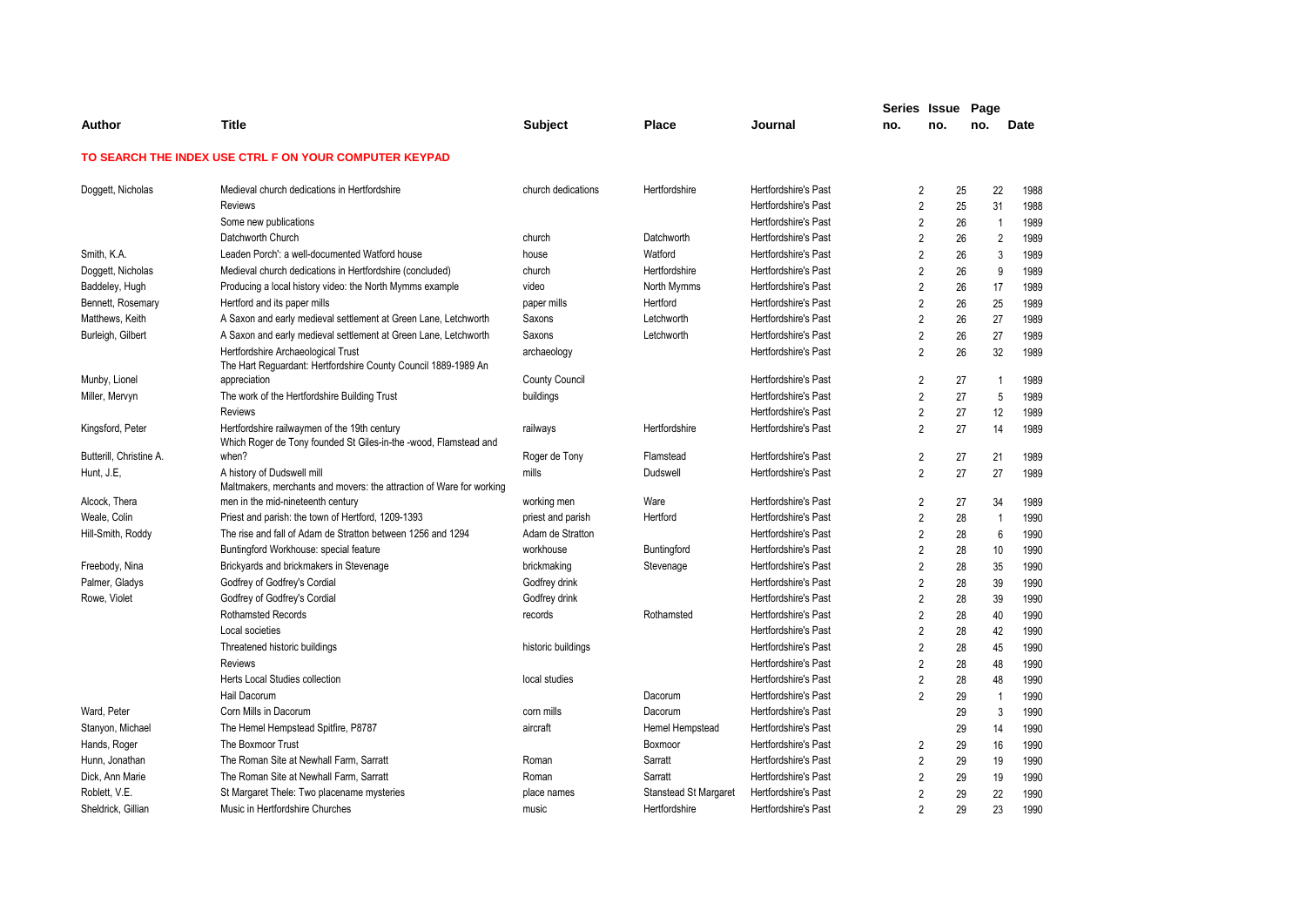| Author | Title | Subject | Place | Journal | Series no. | Issue no. | Page no. | Date |
|---|---|---|---|---|---|---|---|---|

**TO SEARCH THE INDEX USE CTRL F ON YOUR COMPUTER KEYPAD**

| Author | Title | Subject | Place | Journal | Series no. | Issue no. | Page no. | Date |
|---|---|---|---|---|---|---|---|---|
| Doggett, Nicholas | Medieval church dedications in Hertfordshire | church dedications | Hertfordshire | Hertfordshire's Past | 2 | 25 | 22 | 1988 |
| | Reviews | | | Hertfordshire's Past | 2 | 25 | 31 | 1988 |
| | Some new publications | | | Hertfordshire's Past | 2 | 26 | 1 | 1989 |
| | Datchworth Church | church | Datchworth | Hertfordshire's Past | 2 | 26 | 2 | 1989 |
| Smith, K.A. | Leaden Porch': a well-documented Watford house | house | Watford | Hertfordshire's Past | 2 | 26 | 3 | 1989 |
| Doggett, Nicholas | Medieval church dedications in Hertfordshire (concluded) | church | Hertfordshire | Hertfordshire's Past | 2 | 26 | 9 | 1989 |
| Baddeley, Hugh | Producing a local history video: the North Mymms example | video | North Mymms | Hertfordshire's Past | 2 | 26 | 17 | 1989 |
| Bennett, Rosemary | Hertford and its paper mills | paper mills | Hertford | Hertfordshire's Past | 2 | 26 | 25 | 1989 |
| Matthews, Keith | A Saxon and early medieval settlement at Green Lane, Letchworth | Saxons | Letchworth | Hertfordshire's Past | 2 | 26 | 27 | 1989 |
| Burleigh, Gilbert | A Saxon and early medieval settlement at Green Lane, Letchworth | Saxons | Letchworth | Hertfordshire's Past | 2 | 26 | 27 | 1989 |
| | Hertfordshire Archaeological Trust | archaeology | | Hertfordshire's Past | 2 | 26 | 32 | 1989 |
| Munby, Lionel | The Hart Reguardant: Hertfordshire County Council 1889-1989 An appreciation | County Council | | Hertfordshire's Past | 2 | 27 | 1 | 1989 |
| Miller, Mervyn | The work of the Hertfordshire Building Trust | buildings | | Hertfordshire's Past | 2 | 27 | 5 | 1989 |
| | Reviews | | | Hertfordshire's Past | 2 | 27 | 12 | 1989 |
| Kingsford, Peter | Hertfordshire railwaymen of the 19th century | railways | Hertfordshire | Hertfordshire's Past | 2 | 27 | 14 | 1989 |
| Butterill, Christine A. | Which Roger de Tony founded St Giles-in-the -wood, Flamstead and when? | Roger de Tony | Flamstead | Hertfordshire's Past | 2 | 27 | 21 | 1989 |
| Hunt, J.E, | A history of Dudswell mill | mills | Dudswell | Hertfordshire's Past | 2 | 27 | 27 | 1989 |
| Alcock, Thera | Maltmakers, merchants and movers: the attraction of Ware for working men in the mid-nineteenth century | working men | Ware | Hertfordshire's Past | 2 | 27 | 34 | 1989 |
| Weale, Colin | Priest and parish: the town of Hertford, 1209-1393 | priest and parish | Hertford | Hertfordshire's Past | 2 | 28 | 1 | 1990 |
| Hill-Smith, Roddy | The rise and fall of Adam de Stratton between 1256 and 1294 | Adam de Stratton | | Hertfordshire's Past | 2 | 28 | 6 | 1990 |
| | Buntingford Workhouse: special feature | workhouse | Buntingford | Hertfordshire's Past | 2 | 28 | 10 | 1990 |
| Freebody, Nina | Brickyards and brickmakers in Stevenage | brickmaking | Stevenage | Hertfordshire's Past | 2 | 28 | 35 | 1990 |
| Palmer, Gladys | Godfrey of Godfrey's Cordial | Godfrey drink | | Hertfordshire's Past | 2 | 28 | 39 | 1990 |
| Rowe, Violet | Godfrey of Godfrey's Cordial | Godfrey drink | | Hertfordshire's Past | 2 | 28 | 39 | 1990 |
| | Rothamsted Records | records | Rothamsted | Hertfordshire's Past | 2 | 28 | 40 | 1990 |
| | Local societies | | | Hertfordshire's Past | 2 | 28 | 42 | 1990 |
| | Threatened historic buildings | historic buildings | | Hertfordshire's Past | 2 | 28 | 45 | 1990 |
| | Reviews | | | Hertfordshire's Past | 2 | 28 | 48 | 1990 |
| | Herts Local Studies collection | local studies | | Hertfordshire's Past | 2 | 28 | 48 | 1990 |
| | Hail Dacorum | | Dacorum | Hertfordshire's Past | 2 | 29 | 1 | 1990 |
| Ward, Peter | Corn Mills in Dacorum | corn mills | Dacorum | Hertfordshire's Past | | 29 | 3 | 1990 |
| Stanyon, Michael | The Hemel Hempstead Spitfire, P8787 | aircraft | Hemel Hempstead | Hertfordshire's Past | | 29 | 14 | 1990 |
| Hands, Roger | The Boxmoor Trust | | Boxmoor | Hertfordshire's Past | 2 | 29 | 16 | 1990 |
| Hunn, Jonathan | The Roman Site at Newhall Farm, Sarratt | Roman | Sarratt | Hertfordshire's Past | 2 | 29 | 19 | 1990 |
| Dick, Ann Marie | The Roman Site at Newhall Farm, Sarratt | Roman | Sarratt | Hertfordshire's Past | 2 | 29 | 19 | 1990 |
| Roblett, V.E. | St Margaret Thele: Two placename mysteries | place names | Stanstead St Margaret | Hertfordshire's Past | 2 | 29 | 22 | 1990 |
| Sheldrick, Gillian | Music in Hertfordshire Churches | music | Hertfordshire | Hertfordshire's Past | 2 | 29 | 23 | 1990 |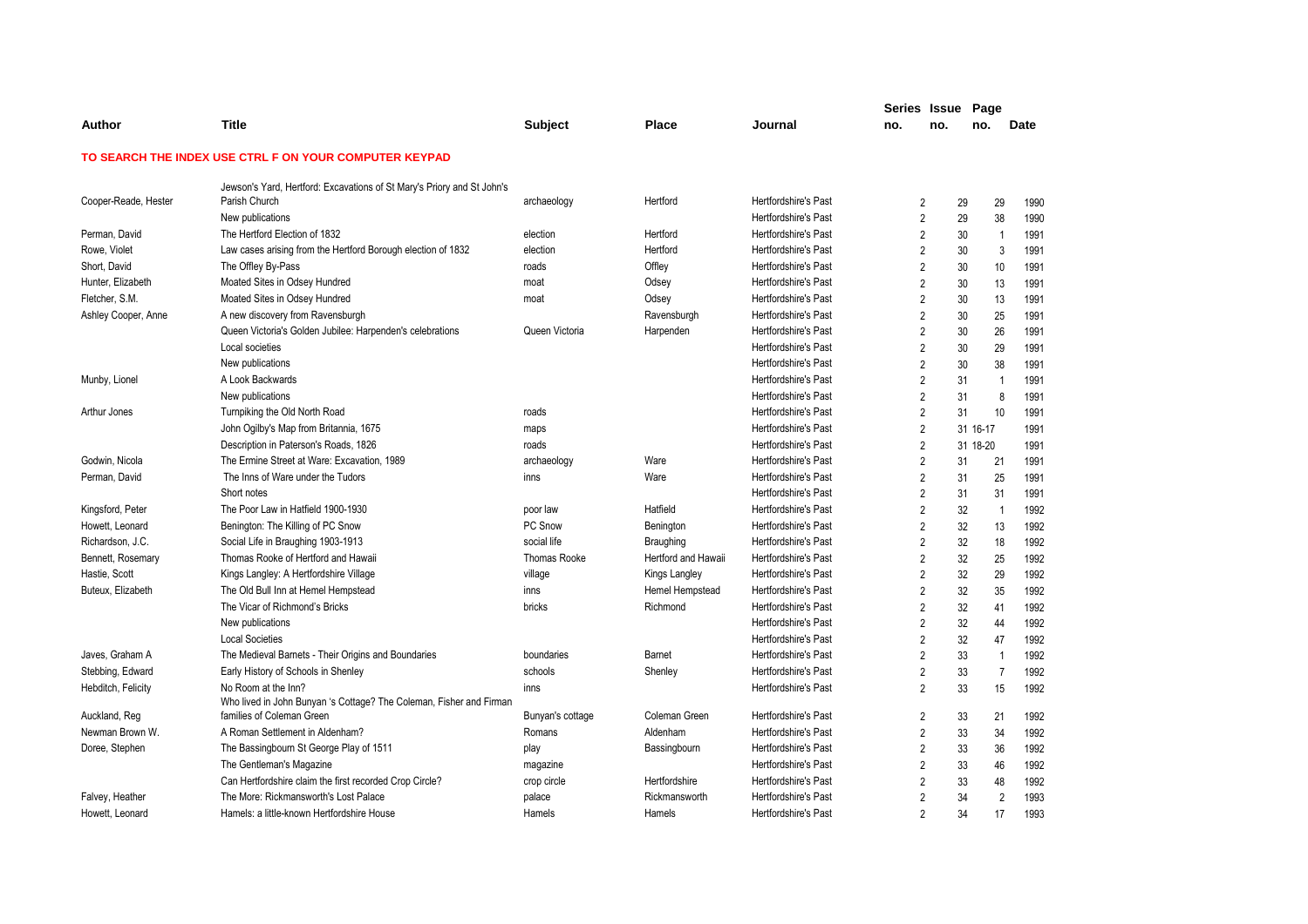| Author | Title | Subject | Place | Journal | Series no. | Issue no. | Page no. | Date |
|---|---|---|---|---|---|---|---|---|

**TO SEARCH THE INDEX USE CTRL F ON YOUR COMPUTER KEYPAD**

| Author | Title | Subject | Place | Journal | Series no. | Issue no. | Page no. | Date |
|---|---|---|---|---|---|---|---|---|
| Cooper-Reade, Hester | Jewson's Yard, Hertford: Excavations of St Mary's Priory and St John's Parish Church | archaeology | Hertford | Hertfordshire's Past | 2 | 29 | 29 | 1990 |
| | New publications | | | Hertfordshire's Past | 2 | 29 | 38 | 1990 |
| Perman, David | The Hertford Election of 1832 | election | Hertford | Hertfordshire's Past | 2 | 30 | 1 | 1991 |
| Rowe, Violet | Law cases arising from the Hertford Borough election of 1832 | election | Hertford | Hertfordshire's Past | 2 | 30 | 3 | 1991 |
| Short, David | The Offley By-Pass | roads | Offley | Hertfordshire's Past | 2 | 30 | 10 | 1991 |
| Hunter, Elizabeth | Moated Sites in Odsey Hundred | moat | Odsey | Hertfordshire's Past | 2 | 30 | 13 | 1991 |
| Fletcher, S.M. | Moated Sites in Odsey Hundred | moat | Odsey | Hertfordshire's Past | 2 | 30 | 13 | 1991 |
| Ashley Cooper, Anne | A new discovery from Ravensburgh | | Ravensburgh | Hertfordshire's Past | 2 | 30 | 25 | 1991 |
| | Queen Victoria's Golden Jubilee: Harpenden's celebrations | Queen Victoria | Harpenden | Hertfordshire's Past | 2 | 30 | 26 | 1991 |
| | Local societies | | | Hertfordshire's Past | 2 | 30 | 29 | 1991 |
| | New publications | | | Hertfordshire's Past | 2 | 30 | 38 | 1991 |
| Munby, Lionel | A Look Backwards | | | Hertfordshire's Past | 2 | 31 | 1 | 1991 |
| | New publications | | | Hertfordshire's Past | 2 | 31 | 8 | 1991 |
| Arthur Jones | Turnpiking the Old North Road | roads | | Hertfordshire's Past | 2 | 31 | 10 | 1991 |
| | John Ogilby's Map from Britannia, 1675 | maps | | Hertfordshire's Past | 2 | 31 | 16-17 | 1991 |
| | Description in Paterson's Roads, 1826 | roads | | Hertfordshire's Past | 2 | 31 | 18-20 | 1991 |
| Godwin, Nicola | The Ermine Street at Ware: Excavation, 1989 | archaeology | Ware | Hertfordshire's Past | 2 | 31 | 21 | 1991 |
| Perman, David | The Inns of Ware under the Tudors | inns | Ware | Hertfordshire's Past | 2 | 31 | 25 | 1991 |
| | Short notes | | | Hertfordshire's Past | 2 | 31 | 31 | 1991 |
| Kingsford, Peter | The Poor Law in Hatfield 1900-1930 | poor law | Hatfield | Hertfordshire's Past | 2 | 32 | 1 | 1992 |
| Howett, Leonard | Benington: The Killing of PC Snow | PC Snow | Benington | Hertfordshire's Past | 2 | 32 | 13 | 1992 |
| Richardson, J.C. | Social Life in Braughing 1903-1913 | social life | Braughing | Hertfordshire's Past | 2 | 32 | 18 | 1992 |
| Bennett, Rosemary | Thomas Rooke of Hertford and Hawaii | Thomas Rooke | Hertford and Hawaii | Hertfordshire's Past | 2 | 32 | 25 | 1992 |
| Hastie, Scott | Kings Langley: A Hertfordshire Village | village | Kings Langley | Hertfordshire's Past | 2 | 32 | 29 | 1992 |
| Buteux, Elizabeth | The Old Bull Inn at Hemel Hempstead | inns | Hemel Hempstead | Hertfordshire's Past | 2 | 32 | 35 | 1992 |
| | The Vicar of Richmond's Bricks | bricks | Richmond | Hertfordshire's Past | 2 | 32 | 41 | 1992 |
| | New publications | | | Hertfordshire's Past | 2 | 32 | 44 | 1992 |
| | Local Societies | | | Hertfordshire's Past | 2 | 32 | 47 | 1992 |
| Javes, Graham A | The Medieval Barnets - Their Origins and Boundaries | boundaries | Barnet | Hertfordshire's Past | 2 | 33 | 1 | 1992 |
| Stebbing, Edward | Early History of Schools in Shenley | schools | Shenley | Hertfordshire's Past | 2 | 33 | 7 | 1992 |
| Hebditch, Felicity | No Room at the Inn? | inns | | Hertfordshire's Past | 2 | 33 | 15 | 1992 |
| Auckland, Reg | Who lived in John Bunyan 's Cottage? The Coleman, Fisher and Firman families of Coleman Green | Bunyan's cottage | Coleman Green | Hertfordshire's Past | 2 | 33 | 21 | 1992 |
| Newman Brown W. | A Roman Settlement in Aldenham? | Romans | Aldenham | Hertfordshire's Past | 2 | 33 | 34 | 1992 |
| Doree, Stephen | The Bassingbourn St George Play of 1511 | play | Bassingbourn | Hertfordshire's Past | 2 | 33 | 36 | 1992 |
| | The Gentleman's Magazine | magazine | | Hertfordshire's Past | 2 | 33 | 46 | 1992 |
| | Can Hertfordshire claim the first recorded Crop Circle? | crop circle | Hertfordshire | Hertfordshire's Past | 2 | 33 | 48 | 1992 |
| Falvey, Heather | The More: Rickmansworth's Lost Palace | palace | Rickmansworth | Hertfordshire's Past | 2 | 34 | 2 | 1993 |
| Howett, Leonard | Hamels: a little-known Hertfordshire House | Hamels | Hamels | Hertfordshire's Past | 2 | 34 | 17 | 1993 |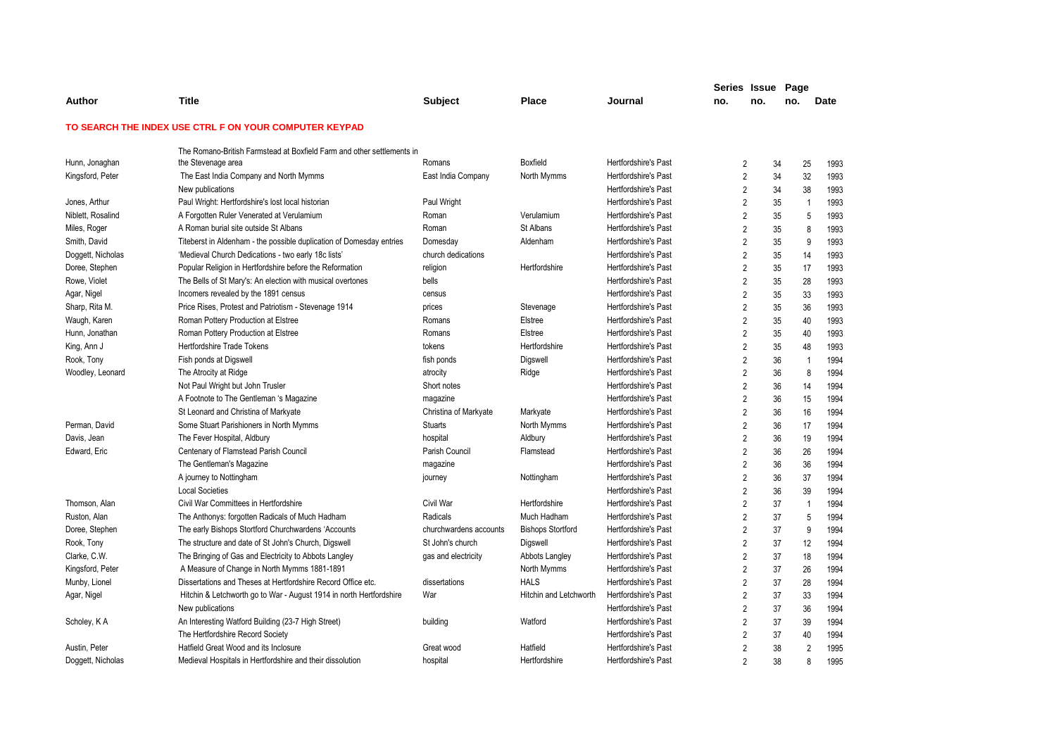| Author | Title | Subject | Place | Journal | Series no. | Issue no. | Page no. | Date |
|---|---|---|---|---|---|---|---|---|

**TO SEARCH THE INDEX USE CTRL F ON YOUR COMPUTER KEYPAD**

| Author | Title | Subject | Place | Journal | Series no. | Issue no. | Page no. | Date |
|---|---|---|---|---|---|---|---|---|
| Hunn, Jonaghan | The Romano-British Farmstead at Boxfield Farm and other settlements in the Stevenage area | Romans | Boxfield | Hertfordshire's Past | 2 | 34 | 25 | 1993 |
| Kingsford, Peter | The East India Company and North Mymms | East India Company | North Mymms | Hertfordshire's Past | 2 | 34 | 32 | 1993 |
| | New publications | | | Hertfordshire's Past | 2 | 34 | 38 | 1993 |
| Jones, Arthur | Paul Wright: Hertfordshire's lost local historian | Paul Wright | | Hertfordshire's Past | 2 | 35 | 1 | 1993 |
| Niblett, Rosalind | A Forgotten Ruler Venerated at Verulamium | Roman | Verulamium | Hertfordshire's Past | 2 | 35 | 5 | 1993 |
| Miles, Roger | A Roman burial site outside St Albans | Roman | St Albans | Hertfordshire's Past | 2 | 35 | 8 | 1993 |
| Smith, David | Titeberst in Aldenham - the possible duplication of Domesday entries | Domesday | Aldenham | Hertfordshire's Past | 2 | 35 | 9 | 1993 |
| Doggett, Nicholas | 'Medieval Church Dedications - two early 18c lists' | church dedications | | Hertfordshire's Past | 2 | 35 | 14 | 1993 |
| Doree, Stephen | Popular Religion in Hertfordshire before the Reformation | religion | Hertfordshire | Hertfordshire's Past | 2 | 35 | 17 | 1993 |
| Rowe, Violet | The Bells of St Mary's: An election with musical overtones | bells | | Hertfordshire's Past | 2 | 35 | 28 | 1993 |
| Agar, Nigel | Incomers revealed by the 1891 census | census | | Hertfordshire's Past | 2 | 35 | 33 | 1993 |
| Sharp, Rita M. | Price Rises, Protest and Patriotism - Stevenage 1914 | prices | Stevenage | Hertfordshire's Past | 2 | 35 | 36 | 1993 |
| Waugh, Karen | Roman Pottery Production at Elstree | Romans | Elstree | Hertfordshire's Past | 2 | 35 | 40 | 1993 |
| Hunn, Jonathan | Roman Pottery Production at Elstree | Romans | Elstree | Hertfordshire's Past | 2 | 35 | 40 | 1993 |
| King, Ann J | Hertfordshire Trade Tokens | tokens | Hertfordshire | Hertfordshire's Past | 2 | 35 | 48 | 1993 |
| Rook, Tony | Fish ponds at Digswell | fish ponds | Digswell | Hertfordshire's Past | 2 | 36 | 1 | 1994 |
| Woodley, Leonard | The Atrocity at Ridge | atrocity | Ridge | Hertfordshire's Past | 2 | 36 | 8 | 1994 |
| | Not Paul Wright but John Trusler | Short notes | | Hertfordshire's Past | 2 | 36 | 14 | 1994 |
| | A Footnote to The Gentleman 's Magazine | magazine | | Hertfordshire's Past | 2 | 36 | 15 | 1994 |
| | St Leonard and Christina of Markyate | Christina of Markyate | Markyate | Hertfordshire's Past | 2 | 36 | 16 | 1994 |
| Perman, David | Some Stuart Parishioners in North Mymms | Stuarts | North Mymms | Hertfordshire's Past | 2 | 36 | 17 | 1994 |
| Davis, Jean | The Fever Hospital, Aldbury | hospital | Aldbury | Hertfordshire's Past | 2 | 36 | 19 | 1994 |
| Edward, Eric | Centenary of Flamstead Parish Council | Parish Council | Flamstead | Hertfordshire's Past | 2 | 36 | 26 | 1994 |
| | The Gentleman's Magazine | magazine | | Hertfordshire's Past | 2 | 36 | 36 | 1994 |
| | A journey to Nottingham | journey | Nottingham | Hertfordshire's Past | 2 | 36 | 37 | 1994 |
| | Local Societies | | | Hertfordshire's Past | 2 | 36 | 39 | 1994 |
| Thomson, Alan | Civil War Committees in Hertfordshire | Civil War | Hertfordshire | Hertfordshire's Past | 2 | 37 | 1 | 1994 |
| Ruston, Alan | The Anthonys: forgotten Radicals of Much Hadham | Radicals | Much Hadham | Hertfordshire's Past | 2 | 37 | 5 | 1994 |
| Doree, Stephen | The early Bishops Stortford Churchwardens 'Accounts | churchwardens accounts | Bishops Stortford | Hertfordshire's Past | 2 | 37 | 9 | 1994 |
| Rook, Tony | The structure and date of St John's Church, Digswell | St John's church | Digswell | Hertfordshire's Past | 2 | 37 | 12 | 1994 |
| Clarke, C.W. | The Bringing of Gas and Electricity to Abbots Langley | gas and electricity | Abbots Langley | Hertfordshire's Past | 2 | 37 | 18 | 1994 |
| Kingsford, Peter | A Measure of Change in North Mymms 1881-1891 | | North Mymms | Hertfordshire's Past | 2 | 37 | 26 | 1994 |
| Munby, Lionel | Dissertations and Theses at Hertfordshire Record Office etc. | dissertations | HALS | Hertfordshire's Past | 2 | 37 | 28 | 1994 |
| Agar, Nigel | Hitchin & Letchworth go to War - August 1914 in north Hertfordshire | War | Hitchin and Letchworth | Hertfordshire's Past | 2 | 37 | 33 | 1994 |
| | New publications | | | Hertfordshire's Past | 2 | 37 | 36 | 1994 |
| Scholey, K A | An Interesting Watford Building (23-7 High Street) | building | Watford | Hertfordshire's Past | 2 | 37 | 39 | 1994 |
| | The Hertfordshire Record Society | | | Hertfordshire's Past | 2 | 37 | 40 | 1994 |
| Austin, Peter | Hatfield Great Wood and its Inclosure | Great wood | Hatfield | Hertfordshire's Past | 2 | 38 | 2 | 1995 |
| Doggett, Nicholas | Medieval Hospitals in Hertfordshire and their dissolution | hospital | Hertfordshire | Hertfordshire's Past | 2 | 38 | 8 | 1995 |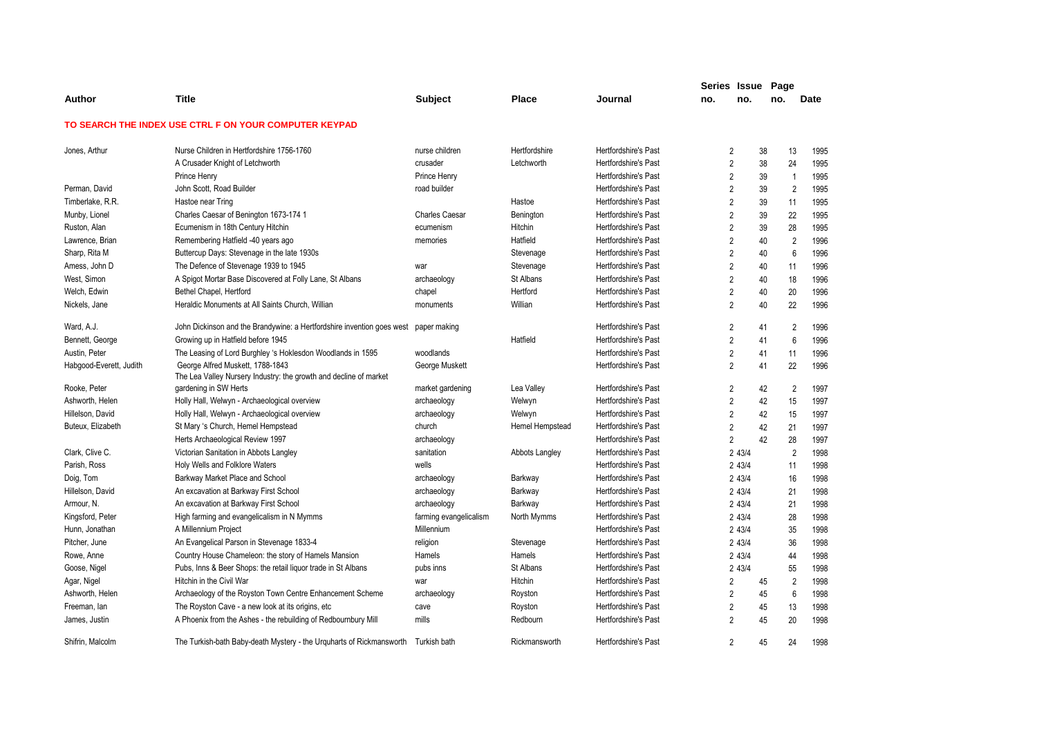| Author | Title | Subject | Place | Journal | Series no. | Issue no. | Page no. | Date |
|---|---|---|---|---|---|---|---|---|

**TO SEARCH THE INDEX USE CTRL F ON YOUR COMPUTER KEYPAD**

| Author | Title | Subject | Place | Journal | Series no. | Issue no. | Page no. | Date |
|---|---|---|---|---|---|---|---|---|
| Jones, Arthur | Nurse Children in Hertfordshire 1756-1760 | nurse children | Hertfordshire | Hertfordshire's Past | 2 | 38 | 13 | 1995 |
| | A Crusader Knight of Letchworth | crusader | Letchworth | Hertfordshire's Past | 2 | 38 | 24 | 1995 |
| | Prince Henry | Prince Henry | | Hertfordshire's Past | 2 | 39 | 1 | 1995 |
| Perman, David | John Scott, Road Builder | road builder | | Hertfordshire's Past | 2 | 39 | 2 | 1995 |
| Timberlake, R.R. | Hastoe near Tring | | Hastoe | Hertfordshire's Past | 2 | 39 | 11 | 1995 |
| Munby, Lionel | Charles Caesar of Benington 1673-174 1 | Charles Caesar | Benington | Hertfordshire's Past | 2 | 39 | 22 | 1995 |
| Ruston, Alan | Ecumenism in 18th Century Hitchin | ecumenism | Hitchin | Hertfordshire's Past | 2 | 39 | 28 | 1995 |
| Lawrence, Brian | Remembering Hatfield -40 years ago | memories | Hatfield | Hertfordshire's Past | 2 | 40 | 2 | 1996 |
| Sharp, Rita M | Buttercup Days: Stevenage in the late 1930s | | Stevenage | Hertfordshire's Past | 2 | 40 | 6 | 1996 |
| Amess, John D | The Defence of Stevenage 1939 to 1945 | war | Stevenage | Hertfordshire's Past | 2 | 40 | 11 | 1996 |
| West, Simon | A Spigot Mortar Base Discovered at Folly Lane, St Albans | archaeology | St Albans | Hertfordshire's Past | 2 | 40 | 18 | 1996 |
| Welch, Edwin | Bethel Chapel, Hertford | chapel | Hertford | Hertfordshire's Past | 2 | 40 | 20 | 1996 |
| Nickels, Jane | Heraldic Monuments at All Saints Church, Willian | monuments | Willian | Hertfordshire's Past | 2 | 40 | 22 | 1996 |
| Ward, A.J. | John Dickinson and the Brandywine: a Hertfordshire invention goes west | paper making | | Hertfordshire's Past | 2 | 41 | 2 | 1996 |
| Bennett, George | Growing up in Hatfield before 1945 | | Hatfield | Hertfordshire's Past | 2 | 41 | 6 | 1996 |
| Austin, Peter | The Leasing of Lord Burghley 's Hoklesdon Woodlands in 1595 | woodlands | | Hertfordshire's Past | 2 | 41 | 11 | 1996 |
| Habgood-Everett, Judith | George Alfred Muskett, 1788-1843 | George Muskett | | Hertfordshire's Past | 2 | 41 | 22 | 1996 |
| Rooke, Peter | The Lea Valley Nursery Industry: the growth and decline of market gardening in SW Herts | market gardening | Lea Valley | Hertfordshire's Past | 2 | 42 | 2 | 1997 |
| Ashworth, Helen | Holly Hall, Welwyn - Archaeological overview | archaeology | Welwyn | Hertfordshire's Past | 2 | 42 | 15 | 1997 |
| Hillelson, David | Holly Hall, Welwyn - Archaeological overview | archaeology | Welwyn | Hertfordshire's Past | 2 | 42 | 15 | 1997 |
| Buteux, Elizabeth | St Mary 's Church, Hemel Hempstead | church | Hemel Hempstead | Hertfordshire's Past | 2 | 42 | 21 | 1997 |
| | Herts Archaeological Review 1997 | archaeology | | Hertfordshire's Past | 2 | 42 | 28 | 1997 |
| Clark, Clive C. | Victorian Sanitation in Abbots Langley | sanitation | Abbots Langley | Hertfordshire's Past | 2 43/4 | | 2 | 1998 |
| Parish, Ross | Holy Wells and Folklore Waters | wells | | Hertfordshire's Past | 2 43/4 | | 11 | 1998 |
| Doig, Tom | Barkway Market Place and School | archaeology | Barkway | Hertfordshire's Past | 2 43/4 | | 16 | 1998 |
| Hillelson, David | An excavation at Barkway First School | archaeology | Barkway | Hertfordshire's Past | 2 43/4 | | 21 | 1998 |
| Armour, N. | An excavation at Barkway First School | archaeology | Barkway | Hertfordshire's Past | 2 43/4 | | 21 | 1998 |
| Kingsford, Peter | High farming and evangelicalism in N Mymms | farming evangelicalism | North Mymms | Hertfordshire's Past | 2 43/4 | | 28 | 1998 |
| Hunn, Jonathan | A Millennium Project | Millennium | | Hertfordshire's Past | 2 43/4 | | 35 | 1998 |
| Pitcher, June | An Evangelical Parson in Stevenage 1833-4 | religion | Stevenage | Hertfordshire's Past | 2 43/4 | | 36 | 1998 |
| Rowe, Anne | Country House Chameleon: the story of Hamels Mansion | Hamels | Hamels | Hertfordshire's Past | 2 43/4 | | 44 | 1998 |
| Goose, Nigel | Pubs, Inns & Beer Shops: the retail liquor trade in St Albans | pubs inns | St Albans | Hertfordshire's Past | 2 43/4 | | 55 | 1998 |
| Agar, Nigel | Hitchin in the Civil War | war | Hitchin | Hertfordshire's Past | 2 | 45 | 2 | 1998 |
| Ashworth, Helen | Archaeology of the Royston Town Centre Enhancement Scheme | archaeology | Royston | Hertfordshire's Past | 2 | 45 | 6 | 1998 |
| Freeman, Ian | The Royston Cave - a new look at its origins, etc | cave | Royston | Hertfordshire's Past | 2 | 45 | 13 | 1998 |
| James, Justin | A Phoenix from the Ashes - the rebuilding of Redbournbury Mill | mills | Redbourn | Hertfordshire's Past | 2 | 45 | 20 | 1998 |
| Shifrin, Malcolm | The Turkish-bath Baby-death Mystery - the Urquharts of Rickmansworth | Turkish bath | Rickmansworth | Hertfordshire's Past | 2 | 45 | 24 | 1998 |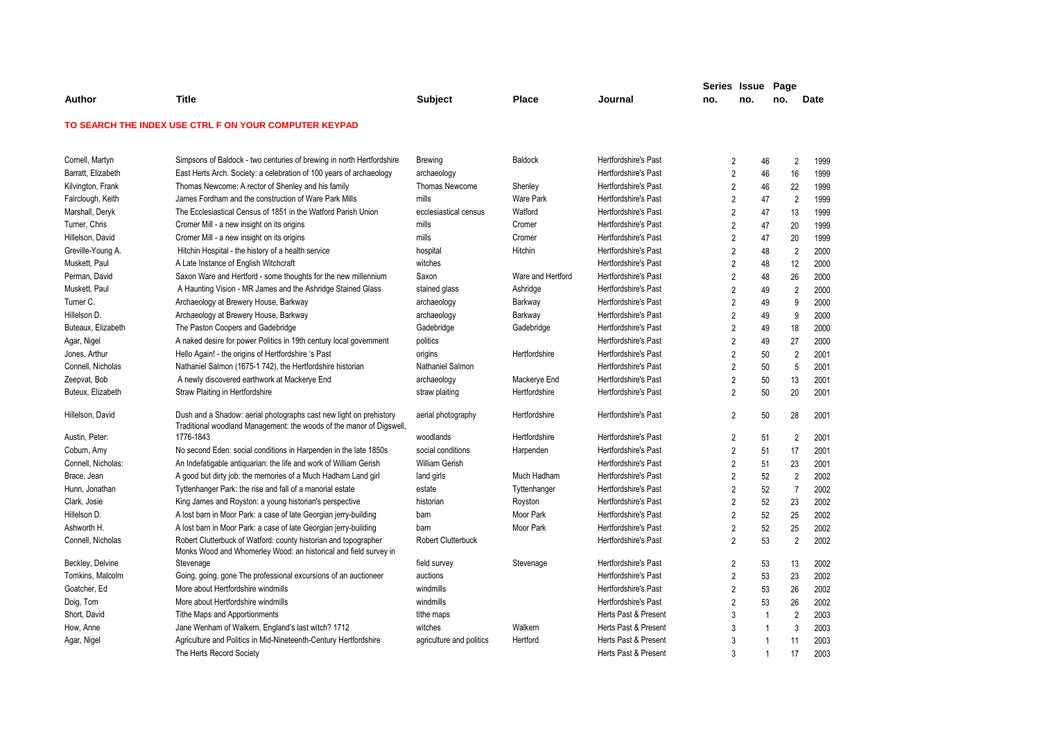| Author | Title | Subject | Place | Journal | Series no. | Issue no. | Page no. | Date |
|---|---|---|---|---|---|---|---|---|

**TO SEARCH THE INDEX USE CTRL F ON YOUR COMPUTER KEYPAD**

| Author | Title | Subject | Place | Journal | Series no. | Issue no. | Page no. | Date |
|---|---|---|---|---|---|---|---|---|
| Cornell, Martyn | Simpsons of Baldock - two centuries of brewing in north Hertfordshire | Brewing | Baldock | Hertfordshire's Past | 2 | 46 | 2 | 1999 |
| Barratt, Elizabeth | East Herts Arch. Society: a celebration of 100 years of archaeology | archaeology | | Hertfordshire's Past | 2 | 46 | 16 | 1999 |
| Kilvington, Frank | Thomas Newcome: A rector of Shenley and his family | Thomas Newcome | Shenley | Hertfordshire's Past | 2 | 46 | 22 | 1999 |
| Fairclough, Keith | James Fordham and the construction of Ware Park Mills | mills | Ware Park | Hertfordshire's Past | 2 | 47 | 2 | 1999 |
| Marshall, Deryk | The Ecclesiastical Census of 1851 in the Watford Parish Union | ecclesiastical census | Watford | Hertfordshire's Past | 2 | 47 | 13 | 1999 |
| Turner, Chris | Cromer Mill - a new insight on its origins | mills | Cromer | Hertfordshire's Past | 2 | 47 | 20 | 1999 |
| Hillelson, David | Cromer Mill - a new insight on its origins | mills | Cromer | Hertfordshire's Past | 2 | 47 | 20 | 1999 |
| Greville-Young A. | Hitchin Hospital - the history of a health service | hospital | Hitchin | Hertfordshire's Past | 2 | 48 | 2 | 2000 |
| Muskett, Paul | A Late Instance of English Witchcraft | witches | | Hertfordshire's Past | 2 | 48 | 12 | 2000 |
| Perman, David | Saxon Ware and Hertford - some thoughts for the new millennium | Saxon | Ware and Hertford | Hertfordshire's Past | 2 | 48 | 26 | 2000 |
| Muskett, Paul | A Haunting Vision - MR James and the Ashridge Stained Glass | stained glass | Ashridge | Hertfordshire's Past | 2 | 49 | 2 | 2000 |
| Turner C. | Archaeology at Brewery House, Barkway | archaeology | Barkway | Hertfordshire's Past | 2 | 49 | 9 | 2000 |
| Hillelson D. | Archaeology at Brewery House, Barkway | archaeology | Barkway | Hertfordshire's Past | 2 | 49 | 9 | 2000 |
| Buteaux, Elizabeth | The Paston Coopers and Gadebridge | Gadebridge | Gadebridge | Hertfordshire's Past | 2 | 49 | 18 | 2000 |
| Agar, Nigel | A naked desire for power Politics in 19th century local government | politics | | Hertfordshire's Past | 2 | 49 | 27 | 2000 |
| Jones, Arthur | Hello Again! - the origins of Hertfordshire 's Past | origins | Hertfordshire | Hertfordshire's Past | 2 | 50 | 2 | 2001 |
| Connell, Nicholas | Nathaniel Salmon (1675-1 742), the Hertfordshire historian | Nathaniel Salmon | | Hertfordshire's Past | 2 | 50 | 5 | 2001 |
| Zeepvat, Bob | A newly discovered earthwork at Mackerye End | archaeology | Mackerye End | Hertfordshire's Past | 2 | 50 | 13 | 2001 |
| Buteux, Elizabeth | Straw Plaiting in Hertfordshire | straw plaiting | Hertfordshire | Hertfordshire's Past | 2 | 50 | 20 | 2001 |
| Hillelson, David | Dush and a Shadow: aerial photographs cast new light on prehistory | aerial photography | Hertfordshire | Hertfordshire's Past | 2 | 50 | 28 | 2001 |
| Austin, Peter: | Traditional woodland Management: the woods of the manor of Digswell, 1776-1843 | woodlands | Hertfordshire | Hertfordshire's Past | 2 | 51 | 2 | 2001 |
| Coburn, Amy | No second Eden: social conditions in Harpenden in the late 1850s | social conditions | Harpenden | Hertfordshire's Past | 2 | 51 | 17 | 2001 |
| Connell, Nicholas: | An Indefatigable antiquarian: the life and work of William Gerish | William Gerish | | Hertfordshire's Past | 2 | 51 | 23 | 2001 |
| Brace, Jean | A good but dirty job: the memories of a Much Hadham Land girl | land girls | Much Hadham | Hertfordshire's Past | 2 | 52 | 2 | 2002 |
| Hunn, Jonathan | Tyttenhanger Park: the rise and fall of a manorial estate | estate | Tyttenhanger | Hertfordshire's Past | 2 | 52 | 7 | 2002 |
| Clark, Josie | King James and Royston: a young historian's perspective | historian | Royston | Hertfordshire's Past | 2 | 52 | 23 | 2002 |
| Hillelson D. | A lost barn in Moor Park: a case of late Georgian jerry-building | barn | Moor Park | Hertfordshire's Past | 2 | 52 | 25 | 2002 |
| Ashworth H. | A lost barn in Moor Park: a case of late Georgian jerry-building | barn | Moor Park | Hertfordshire's Past | 2 | 52 | 25 | 2002 |
| Connell, Nicholas | Robert Clutterbuck of Watford: county historian and topographer | Robert Clutterbuck | | Hertfordshire's Past | 2 | 53 | 2 | 2002 |
| Beckley, Delvine | Monks Wood and Whomerley Wood: an historical and field survey in Stevenage | field survey | Stevenage | Hertfordshire's Past | 2 | 53 | 13 | 2002 |
| Tomkins, Malcolm | Going, going, gone The professional excursions of an auctioneer | auctions | | Hertfordshire's Past | 2 | 53 | 23 | 2002 |
| Goatcher, Ed | More about Hertfordshire windmills | windmills | | Hertfordshire's Past | 2 | 53 | 26 | 2002 |
| Doig, Tom | More about Hertfordshire windmills | windmills | | Hertfordshire's Past | 2 | 53 | 26 | 2002 |
| Short, David | Tithe Maps and Apportionments | tithe maps | | Herts Past & Present | 3 | 1 | 2 | 2003 |
| How, Anne | Jane Wenham of Walkern, England's last witch? 1712 | witches | Walkern | Herts Past & Present | 3 | 1 | 3 | 2003 |
| Agar, Nigel | Agriculture and Politics in Mid-Nineteenth-Century Hertfordshire | agriculture and politics | Hertford | Herts Past & Present | 3 | 1 | 11 | 2003 |
| | The Herts Record Society | | | Herts Past & Present | 3 | 1 | 17 | 2003 |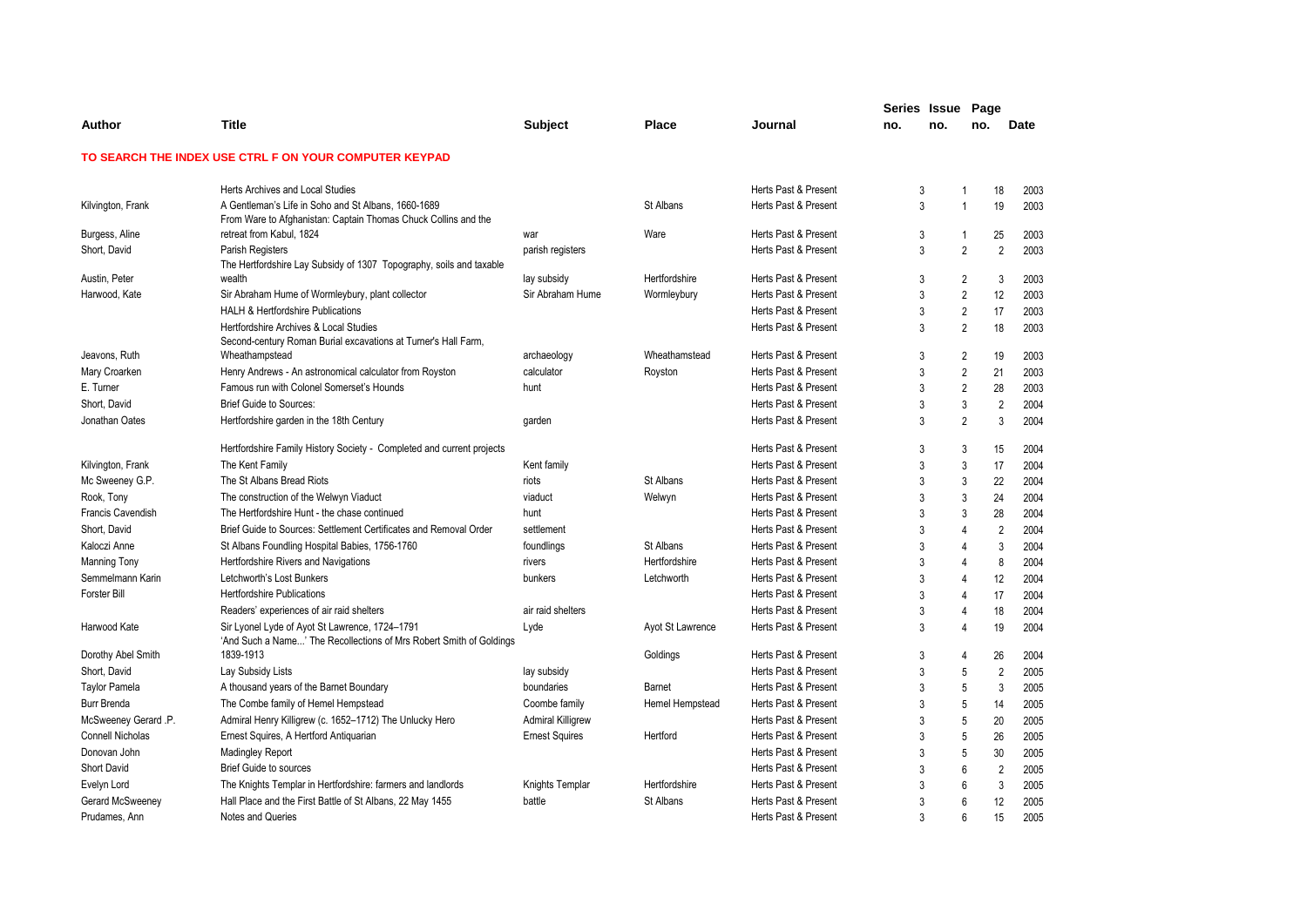| Author | Title | Subject | Place | Journal | Series no. | Issue no. | Page no. | Date |
|---|---|---|---|---|---|---|---|---|

**TO SEARCH THE INDEX USE CTRL F ON YOUR COMPUTER KEYPAD**

| Author | Title | Subject | Place | Journal | Series no. | Issue no. | Page no. | Date |
|---|---|---|---|---|---|---|---|---|
| | Herts Archives and Local Studies | | | Herts Past & Present | 3 | 1 | 18 | 2003 |
| Kilvington, Frank | A Gentleman's Life in Soho and St Albans, 1660-1689 | | St Albans | Herts Past & Present | 3 | 1 | 19 | 2003 |
| Burgess, Aline | From Ware to Afghanistan: Captain Thomas Chuck Collins and the retreat from Kabul, 1824 | war | Ware | Herts Past & Present | 3 | 1 | 25 | 2003 |
| Short, David | Parish Registers | parish registers | | Herts Past & Present | 3 | 2 | 2 | 2003 |
| Austin, Peter | The Hertfordshire Lay Subsidy of 1307 Topography, soils and taxable wealth | lay subsidy | Hertfordshire | Herts Past & Present | 3 | 2 | 3 | 2003 |
| Harwood, Kate | Sir Abraham Hume of Wormleybury, plant collector | Sir Abraham Hume | Wormleybury | Herts Past & Present | 3 | 2 | 12 | 2003 |
| | HALH & Hertfordshire Publications | | | Herts Past & Present | 3 | 2 | 17 | 2003 |
| | Hertfordshire Archives & Local Studies | | | Herts Past & Present | 3 | 2 | 18 | 2003 |
| Jeavons, Ruth | Second-century Roman Burial excavations at Turner's Hall Farm, Wheathampstead | archaeology | Wheathamstead | Herts Past & Present | 3 | 2 | 19 | 2003 |
| Mary Croarken | Henry Andrews - An astronomical calculator from Royston | calculator | Royston | Herts Past & Present | 3 | 2 | 21 | 2003 |
| E. Turner | Famous run with Colonel Somerset's Hounds | hunt | | Herts Past & Present | 3 | 2 | 28 | 2003 |
| Short, David | Brief Guide to Sources: | | | Herts Past & Present | 3 | 3 | 2 | 2004 |
| Jonathan Oates | Hertfordshire garden in the 18th Century | garden | | Herts Past & Present | 3 | 2 | 3 | 2004 |
| | Hertfordshire Family History Society - Completed and current projects | | | Herts Past & Present | 3 | 3 | 15 | 2004 |
| Kilvington, Frank | The Kent Family | Kent family | | Herts Past & Present | 3 | 3 | 17 | 2004 |
| Mc Sweeney G.P. | The St Albans Bread Riots | riots | St Albans | Herts Past & Present | 3 | 3 | 22 | 2004 |
| Rook, Tony | The construction of the Welwyn Viaduct | viaduct | Welwyn | Herts Past & Present | 3 | 3 | 24 | 2004 |
| Francis Cavendish | The Hertfordshire Hunt - the chase continued | hunt | | Herts Past & Present | 3 | 3 | 28 | 2004 |
| Short, David | Brief Guide to Sources: Settlement Certificates and Removal Order | settlement | | Herts Past & Present | 3 | 4 | 2 | 2004 |
| Kaloczi Anne | St Albans Foundling Hospital Babies, 1756-1760 | foundlings | St Albans | Herts Past & Present | 3 | 4 | 3 | 2004 |
| Manning Tony | Hertfordshire Rivers and Navigations | rivers | Hertfordshire | Herts Past & Present | 3 | 4 | 8 | 2004 |
| Semmelmann Karin | Letchworth's Lost Bunkers | bunkers | Letchworth | Herts Past & Present | 3 | 4 | 12 | 2004 |
| Forster Bill | Hertfordshire Publications | | | Herts Past & Present | 3 | 4 | 17 | 2004 |
| | Readers' experiences of air raid shelters | air raid shelters | | Herts Past & Present | 3 | 4 | 18 | 2004 |
| Harwood Kate | Sir Lyonel Lyde of Ayot St Lawrence, 1724–1791 | Lyde | Ayot St Lawrence | Herts Past & Present | 3 | 4 | 19 | 2004 |
| Dorothy Abel Smith | 'And Such a Name...' The Recollections of Mrs Robert Smith of Goldings 1839-1913 | | Goldings | Herts Past & Present | 3 | 4 | 26 | 2004 |
| Short, David | Lay Subsidy Lists | lay subsidy | | Herts Past & Present | 3 | 5 | 2 | 2005 |
| Taylor Pamela | A thousand years of the Barnet Boundary | boundaries | Barnet | Herts Past & Present | 3 | 5 | 3 | 2005 |
| Burr Brenda | The Combe family of Hemel Hempstead | Coombe family | Hemel Hempstead | Herts Past & Present | 3 | 5 | 14 | 2005 |
| McSweeney Gerard .P. | Admiral Henry Killigrew (c. 1652–1712) The Unlucky Hero | Admiral Killigrew | | Herts Past & Present | 3 | 5 | 20 | 2005 |
| Connell Nicholas | Ernest Squires, A Hertford Antiquarian | Ernest Squires | Hertford | Herts Past & Present | 3 | 5 | 26 | 2005 |
| Donovan John | Madingley Report | | | Herts Past & Present | 3 | 5 | 30 | 2005 |
| Short David | Brief Guide to sources | | | Herts Past & Present | 3 | 6 | 2 | 2005 |
| Evelyn Lord | The Knights Templar in Hertfordshire: farmers and landlords | Knights Templar | Hertfordshire | Herts Past & Present | 3 | 6 | 3 | 2005 |
| Gerard McSweeney | Hall Place and the First Battle of St Albans, 22 May 1455 | battle | St Albans | Herts Past & Present | 3 | 6 | 12 | 2005 |
| Prudames, Ann | Notes and Queries | | | Herts Past & Present | 3 | 6 | 15 | 2005 |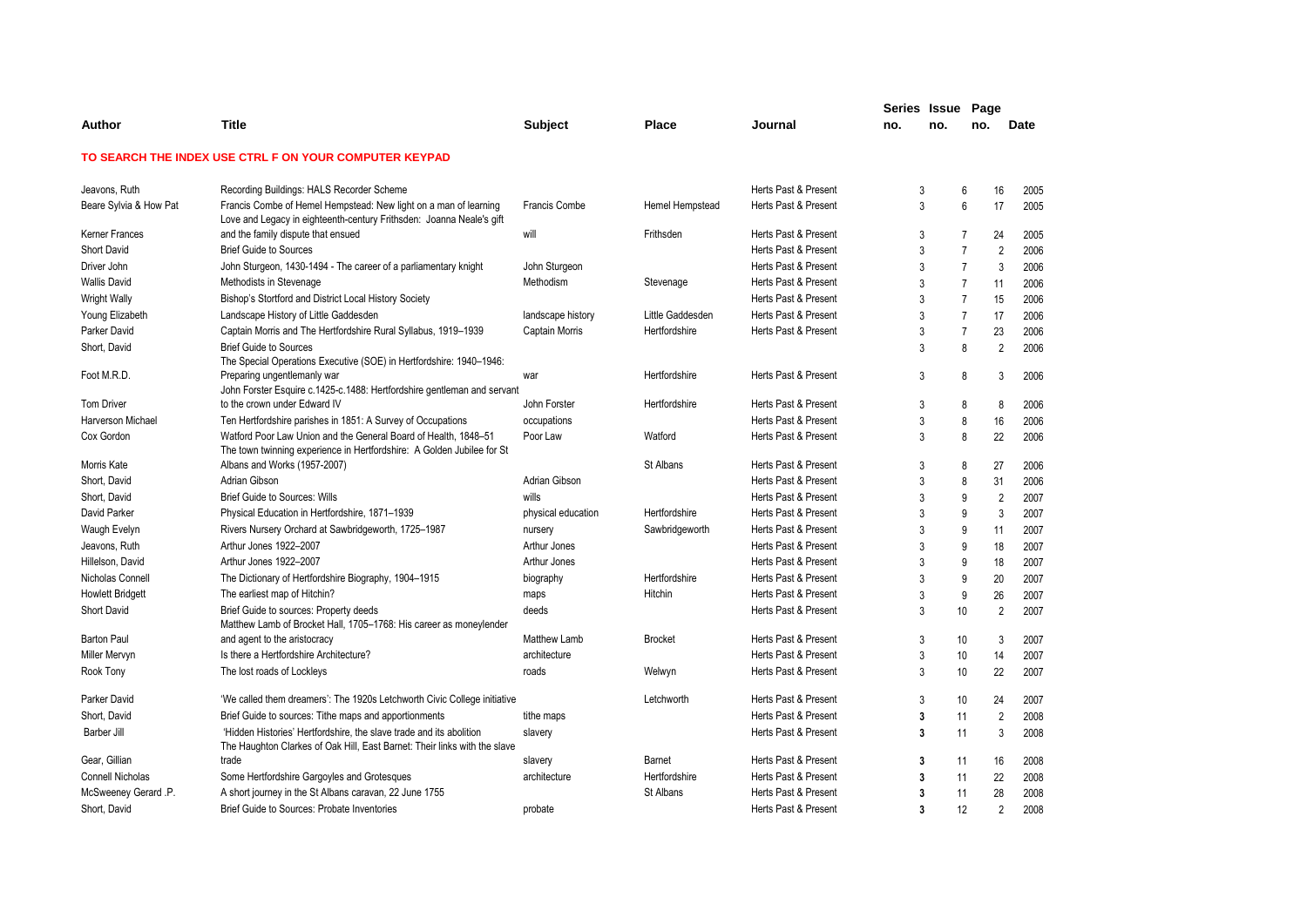| Author | Title | Subject | Place | Journal | Series no. | Issue no. | Page no. | Date |
|---|---|---|---|---|---|---|---|---|

**TO SEARCH THE INDEX USE CTRL F ON YOUR COMPUTER KEYPAD**

| Author | Title | Subject | Place | Journal | Series no. | Issue no. | Page no. | Date |
|---|---|---|---|---|---|---|---|---|
| Jeavons, Ruth | Recording Buildings: HALS Recorder Scheme | | | Herts Past & Present | 3 | 6 | 16 | 2005 |
| Beare Sylvia & How Pat | Francis Combe of Hemel Hempstead: New light on a man of learning | Francis Combe | Hemel Hempstead | Herts Past & Present | 3 | 6 | 17 | 2005 |
| Kerner Frances | Love and Legacy in eighteenth-century Frithsden: Joanna Neale's gift and the family dispute that ensued | will | Frithsden | Herts Past & Present | 3 | 7 | 24 | 2005 |
| Short David | Brief Guide to Sources | | | Herts Past & Present | 3 | 7 | 2 | 2006 |
| Driver John | John Sturgeon, 1430-1494 - The career of a parliamentary knight | John Sturgeon | | Herts Past & Present | 3 | 7 | 3 | 2006 |
| Wallis David | Methodists in Stevenage | Methodism | Stevenage | Herts Past & Present | 3 | 7 | 11 | 2006 |
| Wright Wally | Bishop's Stortford and District Local History Society | | | Herts Past & Present | 3 | 7 | 15 | 2006 |
| Young Elizabeth | Landscape History of Little Gaddesden | landscape history | Little Gaddesden | Herts Past & Present | 3 | 7 | 17 | 2006 |
| Parker David | Captain Morris and The Hertfordshire Rural Syllabus, 1919–1939 | Captain Morris | Hertfordshire | Herts Past & Present | 3 | 7 | 23 | 2006 |
| Short, David | Brief Guide to Sources | | | | 3 | 8 | 2 | 2006 |
| Foot M.R.D. | The Special Operations Executive (SOE) in Hertfordshire: 1940–1946: Preparing ungentlemanly war | war | Hertfordshire | Herts Past & Present | 3 | 8 | 3 | 2006 |
| Tom Driver | John Forster Esquire c.1425-c.1488: Hertfordshire gentleman and servant to the crown under Edward IV | John Forster | Hertfordshire | Herts Past & Present | 3 | 8 | 8 | 2006 |
| Harverson Michael | Ten Hertfordshire parishes in 1851: A Survey of Occupations | occupations | | Herts Past & Present | 3 | 8 | 16 | 2006 |
| Cox Gordon | Watford Poor Law Union and the General Board of Health, 1848–51 | Poor Law | Watford | Herts Past & Present | 3 | 8 | 22 | 2006 |
| Morris Kate | The town twinning experience in Hertfordshire: A Golden Jubilee for St Albans and Works (1957-2007) | | St Albans | Herts Past & Present | 3 | 8 | 27 | 2006 |
| Short, David | Adrian Gibson | Adrian Gibson | | Herts Past & Present | 3 | 8 | 31 | 2006 |
| Short, David | Brief Guide to Sources: Wills | wills | | Herts Past & Present | 3 | 9 | 2 | 2007 |
| David Parker | Physical Education in Hertfordshire, 1871–1939 | physical education | Hertfordshire | Herts Past & Present | 3 | 9 | 3 | 2007 |
| Waugh Evelyn | Rivers Nursery Orchard at Sawbridgeworth, 1725–1987 | nursery | Sawbridgeworth | Herts Past & Present | 3 | 9 | 11 | 2007 |
| Jeavons, Ruth | Arthur Jones 1922–2007 | Arthur Jones | | Herts Past & Present | 3 | 9 | 18 | 2007 |
| Hillelson, David | Arthur Jones 1922–2007 | Arthur Jones | | Herts Past & Present | 3 | 9 | 18 | 2007 |
| Nicholas Connell | The Dictionary of Hertfordshire Biography, 1904–1915 | biography | Hertfordshire | Herts Past & Present | 3 | 9 | 20 | 2007 |
| Howlett Bridgett | The earliest map of Hitchin? | maps | Hitchin | Herts Past & Present | 3 | 9 | 26 | 2007 |
| Short David | Brief Guide to sources: Property deeds | deeds | | Herts Past & Present | 3 | 10 | 2 | 2007 |
| Barton Paul | Matthew Lamb of Brocket Hall, 1705–1768: His career as moneylender and agent to the aristocracy | Matthew Lamb | Brocket | Herts Past & Present | 3 | 10 | 3 | 2007 |
| Miller Mervyn | Is there a Hertfordshire Architecture? | architecture | | Herts Past & Present | 3 | 10 | 14 | 2007 |
| Rook Tony | The lost roads of Lockleys | roads | Welwyn | Herts Past & Present | 3 | 10 | 22 | 2007 |
| Parker David | 'We called them dreamers': The 1920s Letchworth Civic College initiative | | Letchworth | Herts Past & Present | 3 | 10 | 24 | 2007 |
| Short, David | Brief Guide to sources: Tithe maps and apportionments | tithe maps | | Herts Past & Present | **3** | 11 | 2 | 2008 |
| Barber Jill | 'Hidden Histories' Hertfordshire, the slave trade and its abolition | slavery | | Herts Past & Present | **3** | 11 | 3 | 2008 |
| Gear, Gillian | The Haughton Clarkes of Oak Hill, East Barnet: Their links with the slave trade | slavery | Barnet | Herts Past & Present | **3** | 11 | 16 | 2008 |
| Connell Nicholas | Some Hertfordshire Gargoyles and Grotesques | architecture | Hertfordshire | Herts Past & Present | **3** | 11 | 22 | 2008 |
| McSweeney Gerard .P. | A short journey in the St Albans caravan, 22 June 1755 | | St Albans | Herts Past & Present | **3** | 11 | 28 | 2008 |
| Short, David | Brief Guide to Sources: Probate Inventories | probate | | Herts Past & Present | **3** | 12 | 2 | 2008 |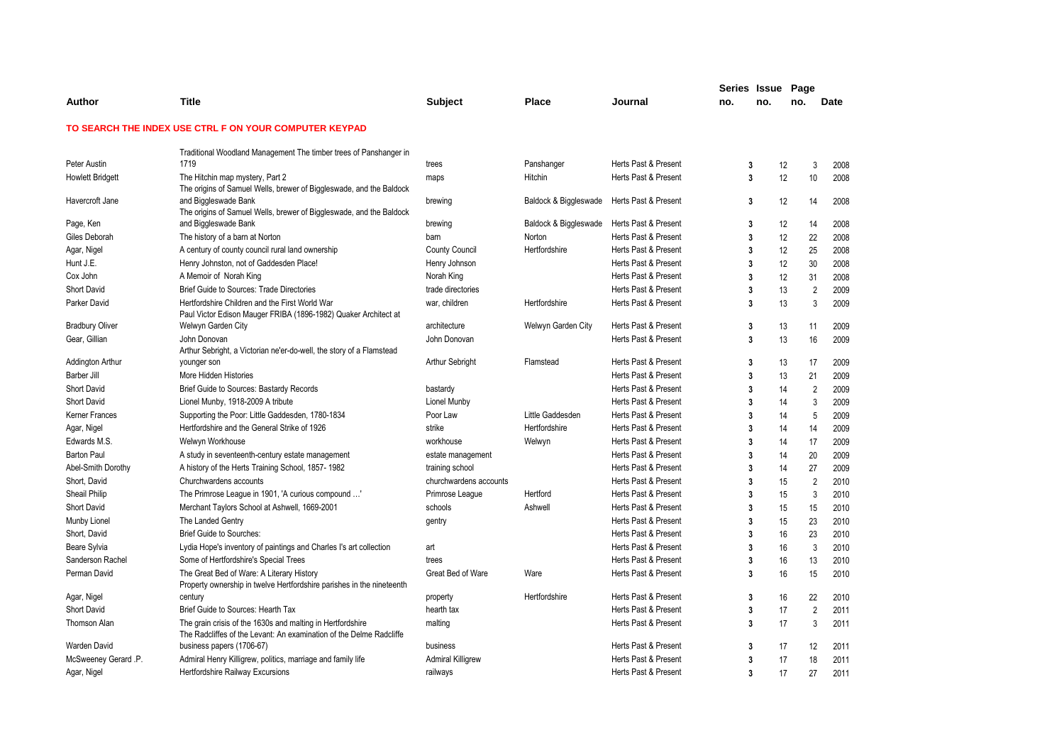| Author | Title | Subject | Place | Journal | Series no. | Issue no. | Page no. | Date |
|---|---|---|---|---|---|---|---|---|

**TO SEARCH THE INDEX USE CTRL F ON YOUR COMPUTER KEYPAD**

| Author | Title | Subject | Place | Journal | Series no. | Issue no. | Page no. | Date |
|---|---|---|---|---|---|---|---|---|
| Peter Austin | Traditional Woodland Management The timber trees of Panshanger in 1719 | trees | Panshanger | Herts Past & Present | 3 | 12 | 3 | 2008 |
| Howlett Bridgett | The Hitchin map mystery, Part 2 | maps | Hitchin | Herts Past & Present | 3 | 12 | 10 | 2008 |
| Havercroft Jane | The origins of Samuel Wells, brewer of Biggleswade, and the Baldock and Biggleswade Bank | brewing | Baldock & Biggleswade | Herts Past & Present | 3 | 12 | 14 | 2008 |
| Page, Ken | The origins of Samuel Wells, brewer of Biggleswade, and the Baldock and Biggleswade Bank | brewing | Baldock & Biggleswade | Herts Past & Present | 3 | 12 | 14 | 2008 |
| Giles Deborah | The history of a barn at Norton | barn | Norton | Herts Past & Present | 3 | 12 | 22 | 2008 |
| Agar, Nigel | A century of county council rural land ownership | County Council | Hertfordshire | Herts Past & Present | 3 | 12 | 25 | 2008 |
| Hunt J.E. | Henry Johnston, not of Gaddesden Place! | Henry Johnson | | Herts Past & Present | 3 | 12 | 30 | 2008 |
| Cox John | A Memoir of Norah King | Norah King | | Herts Past & Present | 3 | 12 | 31 | 2008 |
| Short David | Brief Guide to Sources: Trade Directories | trade directories | | Herts Past & Present | 3 | 13 | 2 | 2009 |
| Parker David | Hertfordshire Children and the First World War | war, children | Hertfordshire | Herts Past & Present | 3 | 13 | 3 | 2009 |
| Bradbury Oliver | Paul Victor Edison Mauger FRIBA (1896-1982) Quaker Architect at Welwyn Garden City | architecture | Welwyn Garden City | Herts Past & Present | 3 | 13 | 11 | 2009 |
| Gear, Gillian | John Donovan | John Donovan | | Herts Past & Present | 3 | 13 | 16 | 2009 |
| Addington Arthur | Arthur Sebright, a Victorian ne'er-do-well, the story of a Flamstead younger son | Arthur Sebright | Flamstead | Herts Past & Present | 3 | 13 | 17 | 2009 |
| Barber Jill | More Hidden Histories | | | Herts Past & Present | 3 | 13 | 21 | 2009 |
| Short David | Brief Guide to Sources: Bastardy Records | bastardy | | Herts Past & Present | 3 | 14 | 2 | 2009 |
| Short David | Lionel Munby, 1918-2009 A tribute | Lionel Munby | | Herts Past & Present | 3 | 14 | 3 | 2009 |
| Kerner Frances | Supporting the Poor: Little Gaddesden, 1780-1834 | Poor Law | Little Gaddesden | Herts Past & Present | 3 | 14 | 5 | 2009 |
| Agar, Nigel | Hertfordshire and the General Strike of 1926 | strike | Hertfordshire | Herts Past & Present | 3 | 14 | 14 | 2009 |
| Edwards M.S. | Welwyn Workhouse | workhouse | Welwyn | Herts Past & Present | 3 | 14 | 17 | 2009 |
| Barton Paul | A study in seventeenth-century estate management | estate management | | Herts Past & Present | 3 | 14 | 20 | 2009 |
| Abel-Smith Dorothy | A history of the Herts Training School, 1857- 1982 | training school | | Herts Past & Present | 3 | 14 | 27 | 2009 |
| Short, David | Churchwardens accounts | churchwardens accounts | | Herts Past & Present | 3 | 15 | 2 | 2010 |
| Sheail Philip | The Primrose League in 1901, 'A curious compound …' | Primrose League | Hertford | Herts Past & Present | 3 | 15 | 3 | 2010 |
| Short David | Merchant Taylors School at Ashwell, 1669-2001 | schools | Ashwell | Herts Past & Present | 3 | 15 | 15 | 2010 |
| Munby Lionel | The Landed Gentry | gentry | | Herts Past & Present | 3 | 15 | 23 | 2010 |
| Short, David | Brief Guide to Sourches: | | | Herts Past & Present | 3 | 16 | 23 | 2010 |
| Beare Sylvia | Lydia Hope's inventory of paintings and Charles I's art collection | art | | Herts Past & Present | 3 | 16 | 3 | 2010 |
| Sanderson Rachel | Some of Hertfordshire's Special Trees | trees | | Herts Past & Present | 3 | 16 | 13 | 2010 |
| Perman David | The Great Bed of Ware: A Literary History | Great Bed of Ware | Ware | Herts Past & Present | 3 | 16 | 15 | 2010 |
| Agar, Nigel | Property ownership in twelve Hertfordshire parishes in the nineteenth century | property | Hertfordshire | Herts Past & Present | 3 | 16 | 22 | 2010 |
| Short David | Brief Guide to Sources: Hearth Tax | hearth tax | | Herts Past & Present | 3 | 17 | 2 | 2011 |
| Thomson Alan | The grain crisis of the 1630s and malting in Hertfordshire | malting | | Herts Past & Present | 3 | 17 | 3 | 2011 |
| Warden David | The Radcliffes of the Levant: An examination of the Delme Radcliffe business papers (1706-67) | business | | Herts Past & Present | 3 | 17 | 12 | 2011 |
| McSweeney Gerard .P. | Admiral Henry Killigrew, politics, marriage and family life | Admiral Killigrew | | Herts Past & Present | 3 | 17 | 18 | 2011 |
| Agar, Nigel | Hertfordshire Railway Excursions | railways | | Herts Past & Present | 3 | 17 | 27 | 2011 |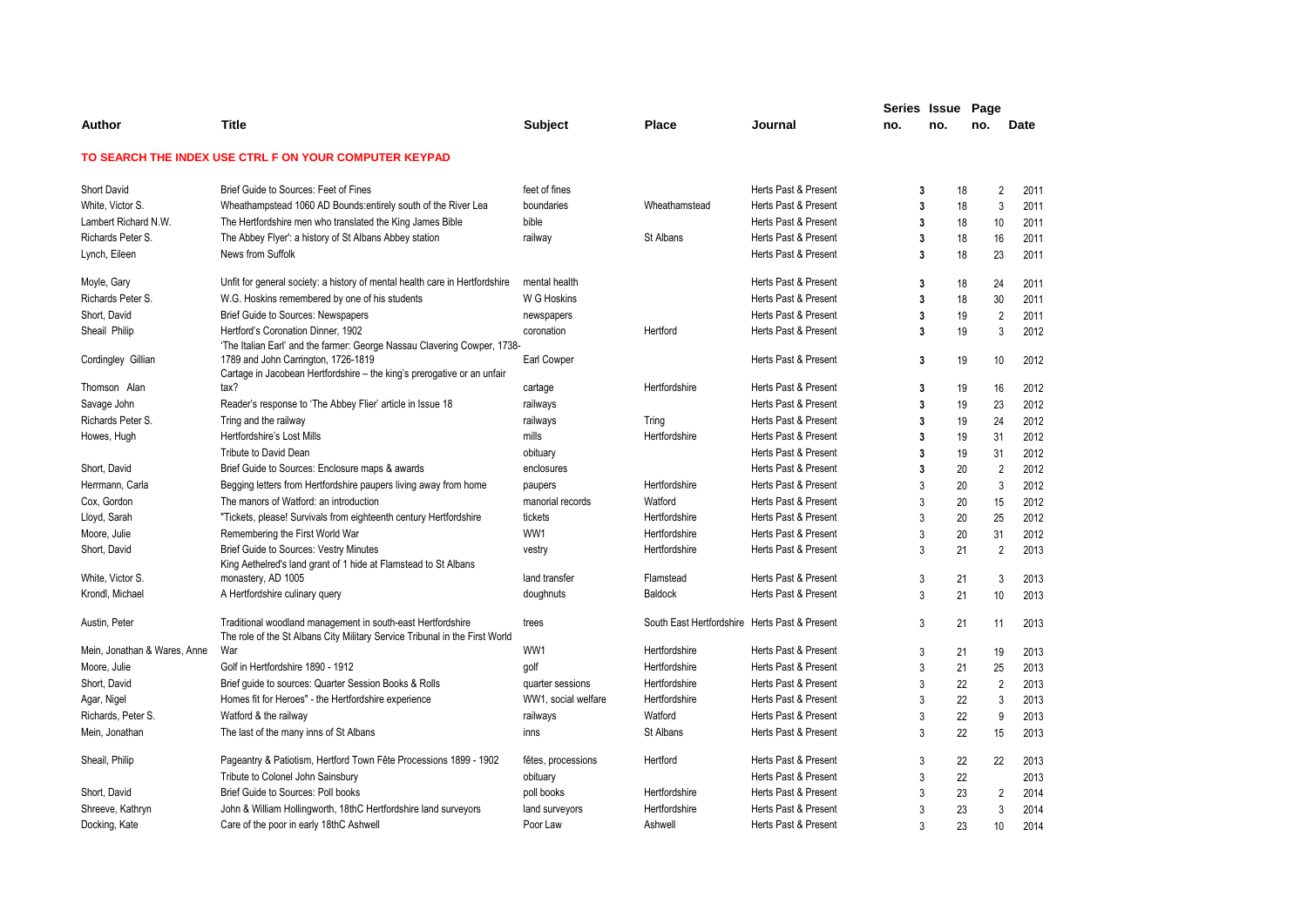| Author | Title | Subject | Place | Journal | Series no. | Issue no. | Page no. | Date |
|---|---|---|---|---|---|---|---|---|
| **TO SEARCH THE INDEX USE CTRL F ON YOUR COMPUTER KEYPAD** | | | | | | | | |
| Short David | Brief Guide to Sources: Feet of Fines | feet of fines | | Herts Past & Present | 3 | 18 | 2 | 2011 |
| White, Victor S. | Wheathampstead 1060 AD Bounds:entirely south of the River Lea | boundaries | Wheathamstead | Herts Past & Present | 3 | 18 | 3 | 2011 |
| Lambert Richard N.W. | The Hertfordshire men who translated the King James Bible | bible | | Herts Past & Present | 3 | 18 | 10 | 2011 |
| Richards Peter S. | The Abbey Flyer': a history of St Albans Abbey station | railway | St Albans | Herts Past & Present | 3 | 18 | 16 | 2011 |
| Lynch, Eileen | News from Suffolk | | | Herts Past & Present | 3 | 18 | 23 | 2011 |
| Moyle, Gary | Unfit for general society: a history of mental health care in Hertfordshire | mental health | | Herts Past & Present | 3 | 18 | 24 | 2011 |
| Richards Peter S. | W.G. Hoskins remembered by one of his students | W G Hoskins | | Herts Past & Present | 3 | 18 | 30 | 2011 |
| Short, David | Brief Guide to Sources: Newspapers | newspapers | | Herts Past & Present | 3 | 19 | 2 | 2011 |
| Sheail Philip | Hertford's Coronation Dinner, 1902 | coronation | Hertford | Herts Past & Present | 3 | 19 | 3 | 2012 |
| Cordingley Gillian | 'The Italian Earl' and the farmer: George Nassau Clavering Cowper, 1738-1789 and John Carrington, 1726-1819 | Earl Cowper | | Herts Past & Present | 3 | 19 | 10 | 2012 |
| Thomson Alan | Cartage in Jacobean Hertfordshire – the king's prerogative or an unfair tax? | cartage | Hertfordshire | Herts Past & Present | 3 | 19 | 16 | 2012 |
| Savage John | Reader's response to 'The Abbey Flier' article in Issue 18 | railways | | Herts Past & Present | 3 | 19 | 23 | 2012 |
| Richards Peter S. | Tring and the railway | railways | Tring | Herts Past & Present | 3 | 19 | 24 | 2012 |
| Howes, Hugh | Hertfordshire's Lost Mills | mills | Hertfordshire | Herts Past & Present | 3 | 19 | 31 | 2012 |
| | Tribute to David Dean | obituary | | Herts Past & Present | 3 | 19 | 31 | 2012 |
| Short, David | Brief Guide to Sources: Enclosure maps & awards | enclosures | | Herts Past & Present | 3 | 20 | 2 | 2012 |
| Herrmann, Carla | Begging letters from Hertfordshire paupers living away from home | paupers | Hertfordshire | Herts Past & Present | 3 | 20 | 3 | 2012 |
| Cox, Gordon | The manors of Watford: an introduction | manorial records | Watford | Herts Past & Present | 3 | 20 | 15 | 2012 |
| Lloyd, Sarah | "Tickets, please! Survivals from eighteenth century Hertfordshire | tickets | Hertfordshire | Herts Past & Present | 3 | 20 | 25 | 2012 |
| Moore, Julie | Remembering the First World War | WW1 | Hertfordshire | Herts Past & Present | 3 | 20 | 31 | 2012 |
| Short, David | Brief Guide to Sources: Vestry Minutes | vestry | Hertfordshire | Herts Past & Present | 3 | 21 | 2 | 2013 |
| White, Victor S. | King Aethelred's land grant of 1 hide at Flamstead to St Albans monastery, AD 1005 | land transfer | Flamstead | Herts Past & Present | 3 | 21 | 3 | 2013 |
| Krondl, Michael | A Hertfordshire culinary query | doughnuts | Baldock | Herts Past & Present | 3 | 21 | 10 | 2013 |
| Austin, Peter | Traditional woodland management in south-east Hertfordshire | trees | South East Hertfordshire | Herts Past & Present | 3 | 21 | 11 | 2013 |
| Mein, Jonathan & Wares, Anne | The role of the St Albans City Military Service Tribunal in the First World War | WW1 | Hertfordshire | Herts Past & Present | 3 | 21 | 19 | 2013 |
| Moore, Julie | Golf in Hertfordshire 1890 - 1912 | golf | Hertfordshire | Herts Past & Present | 3 | 21 | 25 | 2013 |
| Short, David | Brief guide to sources: Quarter Session Books & Rolls | quarter sessions | Hertfordshire | Herts Past & Present | 3 | 22 | 2 | 2013 |
| Agar, Nigel | Homes fit for Heroes" - the Hertfordshire experience | WW1, social welfare | Hertfordshire | Herts Past & Present | 3 | 22 | 3 | 2013 |
| Richards, Peter S. | Watford & the railway | railways | Watford | Herts Past & Present | 3 | 22 | 9 | 2013 |
| Mein, Jonathan | The last of the many inns of St Albans | inns | St Albans | Herts Past & Present | 3 | 22 | 15 | 2013 |
| Sheail, Philip | Pageantry & Patiotism, Hertford Town Fête Processions 1899 - 1902 | fêtes, processions | Hertford | Herts Past & Present | 3 | 22 | 22 | 2013 |
| | Tribute to Colonel John Sainsbury | obituary | | Herts Past & Present | 3 | 22 | | 2013 |
| Short, David | Brief Guide to Sources: Poll books | poll books | Hertfordshire | Herts Past & Present | 3 | 23 | 2 | 2014 |
| Shreeve, Kathryn | John & William Hollingworth, 18thC Hertfordshire land surveyors | land surveyors | Hertfordshire | Herts Past & Present | 3 | 23 | 3 | 2014 |
| Docking, Kate | Care of the poor in early 18thC Ashwell | Poor Law | Ashwell | Herts Past & Present | 3 | 23 | 10 | 2014 |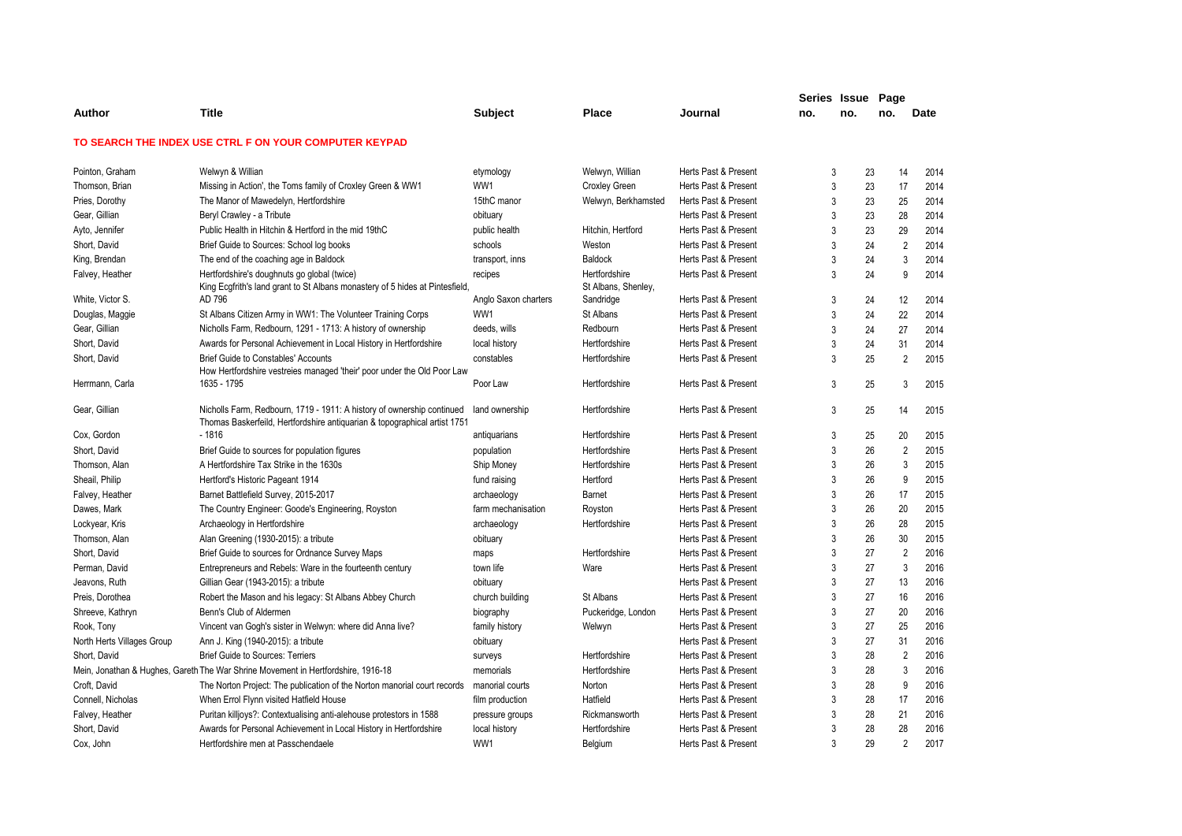| Author | Title | Subject | Place | Journal | Series no. | Issue no. | Page no. | Date |
|---|---|---|---|---|---|---|---|---|

**TO SEARCH THE INDEX USE CTRL F ON YOUR COMPUTER KEYPAD**

| Author | Title | Subject | Place | Journal | Series no. | Issue no. | Page no. | Date |
|---|---|---|---|---|---|---|---|---|
| Pointon, Graham | Welwyn & Willian | etymology | Welwyn, Willian | Herts Past & Present | 3 | 23 | 14 | 2014 |
| Thomson, Brian | Missing in Action', the Toms family of Croxley Green & WW1 | WW1 | Croxley Green | Herts Past & Present | 3 | 23 | 17 | 2014 |
| Pries, Dorothy | The Manor of Mawedelyn, Hertfordshire | 15thC manor | Welwyn, Berkhamsted | Herts Past & Present | 3 | 23 | 25 | 2014 |
| Gear, Gillian | Beryl Crawley - a Tribute | obituary | | Herts Past & Present | 3 | 23 | 28 | 2014 |
| Ayto, Jennifer | Public Health in Hitchin & Hertford in the mid 19thC | public health | Hitchin, Hertford | Herts Past & Present | 3 | 23 | 29 | 2014 |
| Short, David | Brief Guide to Sources: School log books | schools | Weston | Herts Past & Present | 3 | 24 | 2 | 2014 |
| King, Brendan | The end of the coaching age in Baldock | transport, inns | Baldock | Herts Past & Present | 3 | 24 | 3 | 2014 |
| Falvey, Heather | Hertfordshire's doughnuts go global (twice) | recipes | Hertfordshire | Herts Past & Present | 3 | 24 | 9 | 2014 |
| White, Victor S. | King Ecgfrith's land grant to St Albans monastery of 5 hides at Pintesfield, AD 796 | Anglo Saxon charters | St Albans, Shenley, Sandridge | Herts Past & Present | 3 | 24 | 12 | 2014 |
| Douglas, Maggie | St Albans Citizen Army in WW1: The Volunteer Training Corps | WW1 | St Albans | Herts Past & Present | 3 | 24 | 22 | 2014 |
| Gear, Gillian | Nicholls Farm, Redbourn, 1291 - 1713: A history of ownership | deeds, wills | Redbourn | Herts Past & Present | 3 | 24 | 27 | 2014 |
| Short, David | Awards for Personal Achievement in Local History in Hertfordshire | local history | Hertfordshire | Herts Past & Present | 3 | 24 | 31 | 2014 |
| Short, David | Brief Guide to Constables' Accounts | constables | Hertfordshire | Herts Past & Present | 3 | 25 | 2 | 2015 |
| Herrmann, Carla | How Hertfordshire vestreies managed 'their' poor under the Old Poor Law 1635 - 1795 | Poor Law | Hertfordshire | Herts Past & Present | 3 | 25 | 3 | 2015 |
| Gear, Gillian | Nicholls Farm, Redbourn, 1719 - 1911: A history of ownership continued | land ownership | Hertfordshire | Herts Past & Present | 3 | 25 | 14 | 2015 |
| Cox, Gordon | Thomas Baskerfeild, Hertfordshire antiquarian & topographical artist 1751 - 1816 | antiquarians | Hertfordshire | Herts Past & Present | 3 | 25 | 20 | 2015 |
| Short, David | Brief Guide to sources for population figures | population | Hertfordshire | Herts Past & Present | 3 | 26 | 2 | 2015 |
| Thomson, Alan | A Hertfordshire Tax Strike in the 1630s | Ship Money | Hertfordshire | Herts Past & Present | 3 | 26 | 3 | 2015 |
| Sheail, Philip | Hertford's Historic Pageant 1914 | fund raising | Hertford | Herts Past & Present | 3 | 26 | 9 | 2015 |
| Falvey, Heather | Barnet Battlefield Survey, 2015-2017 | archaeology | Barnet | Herts Past & Present | 3 | 26 | 17 | 2015 |
| Dawes, Mark | The Country Engineer: Goode's Engineering, Royston | farm mechanisation | Royston | Herts Past & Present | 3 | 26 | 20 | 2015 |
| Lockyear, Kris | Archaeology in Hertfordshire | archaeology | Hertfordshire | Herts Past & Present | 3 | 26 | 28 | 2015 |
| Thomson, Alan | Alan Greening (1930-2015): a tribute | obituary | | Herts Past & Present | 3 | 26 | 30 | 2015 |
| Short, David | Brief Guide to sources for Ordnance Survey Maps | maps | Hertfordshire | Herts Past & Present | 3 | 27 | 2 | 2016 |
| Perman, David | Entrepreneurs and Rebels: Ware in the fourteenth century | town life | Ware | Herts Past & Present | 3 | 27 | 3 | 2016 |
| Jeavons, Ruth | Gillian Gear (1943-2015): a tribute | obituary | | Herts Past & Present | 3 | 27 | 13 | 2016 |
| Preis, Dorothea | Robert the Mason and his legacy: St Albans Abbey Church | church building | St Albans | Herts Past & Present | 3 | 27 | 16 | 2016 |
| Shreeve, Kathryn | Benn's Club of Aldermen | biography | Puckeridge, London | Herts Past & Present | 3 | 27 | 20 | 2016 |
| Rook, Tony | Vincent van Gogh's sister in Welwyn: where did Anna live? | family history | Welwyn | Herts Past & Present | 3 | 27 | 25 | 2016 |
| North Herts Villages Group | Ann J. King (1940-2015): a tribute | obituary | | Herts Past & Present | 3 | 27 | 31 | 2016 |
| Short, David | Brief Guide to Sources: Terriers | surveys | Hertfordshire | Herts Past & Present | 3 | 28 | 2 | 2016 |
| Mein, Jonathan & Hughes, Gareth | The War Shrine Movement in Hertfordshire, 1916-18 | memorials | Hertfordshire | Herts Past & Present | 3 | 28 | 3 | 2016 |
| Croft, David | The Norton Project: The publication of the Norton manorial court records | manorial courts | Norton | Herts Past & Present | 3 | 28 | 9 | 2016 |
| Connell, Nicholas | When Errol Flynn visited Hatfield House | film production | Hatfield | Herts Past & Present | 3 | 28 | 17 | 2016 |
| Falvey, Heather | Puritan killjoys?: Contextualising anti-alehouse protestors in 1588 | pressure groups | Rickmansworth | Herts Past & Present | 3 | 28 | 21 | 2016 |
| Short, David | Awards for Personal Achievement in Local History in Hertfordshire | local history | Hertfordshire | Herts Past & Present | 3 | 28 | 28 | 2016 |
| Cox, John | Hertfordshire men at Passchendaele | WW1 | Belgium | Herts Past & Present | 3 | 29 | 2 | 2017 |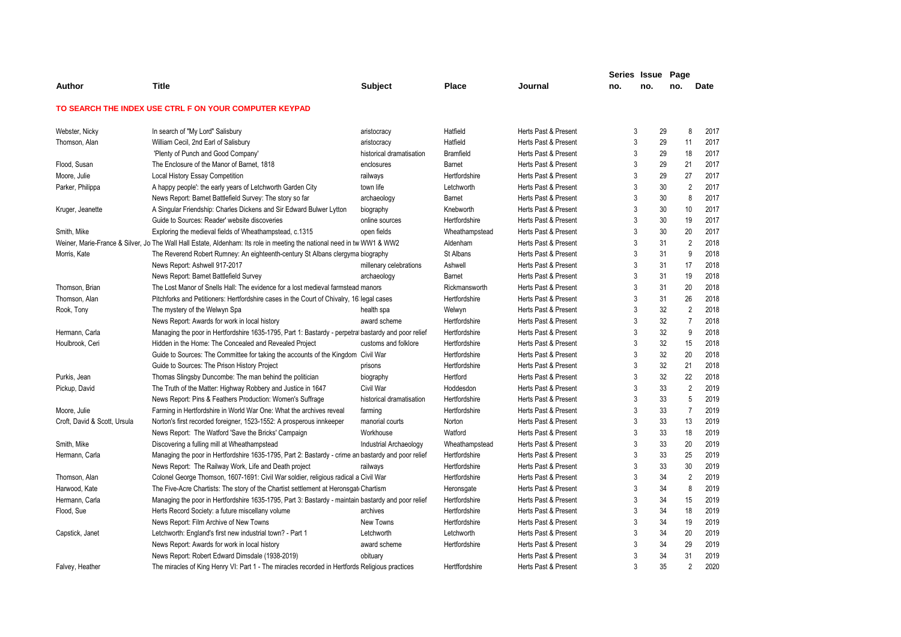| Author | Title | Subject | Place | Journal | Series no. | Issue no. | Page no. | Date |
|---|---|---|---|---|---|---|---|---|

**TO SEARCH THE INDEX USE CTRL F ON YOUR COMPUTER KEYPAD**

| Author | Title | Subject | Place | Journal | Series no. | Issue no. | Page no. | Date |
|---|---|---|---|---|---|---|---|---|
| Webster, Nicky | In search of "My Lord" Salisbury | aristocracy | Hatfield | Herts Past & Present | 3 | 29 | 8 | 2017 |
| Thomson, Alan | William Cecil, 2nd Earl of Salisbury | aristocracy | Hatfield | Herts Past & Present | 3 | 29 | 11 | 2017 |
| | 'Plenty of Punch and Good Company' | historical dramatisation | Bramfield | Herts Past & Present | 3 | 29 | 18 | 2017 |
| Flood, Susan | The Enclosure of the Manor of Barnet, 1818 | enclosures | Barnet | Herts Past & Present | 3 | 29 | 21 | 2017 |
| Moore, Julie | Local History Essay Competition | railways | Hertfordshire | Herts Past & Present | 3 | 29 | 27 | 2017 |
| Parker, Philippa | A happy people': the early years of Letchworth Garden City | town life | Letchworth | Herts Past & Present | 3 | 30 | 2 | 2017 |
| | News Report: Barnet Battlefield Survey: The story so far | archaeology | Barnet | Herts Past & Present | 3 | 30 | 8 | 2017 |
| Kruger, Jeanette | A Singular Friendship: Charles Dickens and Sir Edward Bulwer Lytton | biography | Knebworth | Herts Past & Present | 3 | 30 | 10 | 2017 |
| | Guide to Sources: Reader' website discoveries | online sources | Hertfordshire | Herts Past & Present | 3 | 30 | 19 | 2017 |
| Smith, Mike | Exploring the medieval fields of Wheathampstead, c.1315 | open fields | Wheathampstead | Herts Past & Present | 3 | 30 | 20 | 2017 |
| Weiner, Marie-France & Silver, Jo | The Wall Hall Estate, Aldenham: Its role in meeting the national need in tw | WW1 & WW2 | Aldenham | Herts Past & Present | 3 | 31 | 2 | 2018 |
| Morris, Kate | The Reverend Robert Rumney: An eighteenth-century St Albans clergyma | biography | St Albans | Herts Past & Present | 3 | 31 | 9 | 2018 |
| | News Report: Ashwell 917-2017 | millenary celebrations | Ashwell | Herts Past & Present | 3 | 31 | 17 | 2018 |
| | News Report: Barnet Battlefield Survey | archaeology | Barnet | Herts Past & Present | 3 | 31 | 19 | 2018 |
| Thomson, Brian | The Lost Manor of Snells Hall: The evidence for a lost medieval farmstead | manors | Rickmansworth | Herts Past & Present | 3 | 31 | 20 | 2018 |
| Thomson, Alan | Pitchforks and Petitioners: Hertfordshire cases in the Court of Chivalry, 16 | legal cases | Hertfordshire | Herts Past & Present | 3 | 31 | 26 | 2018 |
| Rook, Tony | The mystery of the Welwyn Spa | health spa | Welwyn | Herts Past & Present | 3 | 32 | 2 | 2018 |
| | News Report: Awards for work in local history | award scheme | Hertfordshire | Herts Past & Present | 3 | 32 | 7 | 2018 |
| Hermann, Carla | Managing the poor in Hertfordshire 1635-1795, Part 1: Bastardy - perpetra | bastardy and poor relief | Hertfordshire | Herts Past & Present | 3 | 32 | 9 | 2018 |
| Houlbrook, Ceri | Hidden in the Home: The Concealed and Revealed Project | customs and folklore | Hertfordshire | Herts Past & Present | 3 | 32 | 15 | 2018 |
| | Guide to Sources: The Committee for taking the accounts of the Kingdom | Civil War | Hertfordshire | Herts Past & Present | 3 | 32 | 20 | 2018 |
| | Guide to Sources: The Prison History Project | prisons | Hertfordshire | Herts Past & Present | 3 | 32 | 21 | 2018 |
| Purkis, Jean | Thomas Slingsby Duncombe: The man behind the politician | biography | Hertford | Herts Past & Present | 3 | 32 | 22 | 2018 |
| Pickup, David | The Truth of the Matter: Highway Robbery and Justice in 1647 | Civil War | Hoddesdon | Herts Past & Present | 3 | 33 | 2 | 2019 |
| | News Report: Pins & Feathers Production: Women's Suffrage | historical dramatisation | Hertfordshire | Herts Past & Present | 3 | 33 | 5 | 2019 |
| Moore, Julie | Farming in Hertfordshire in World War One: What the archives reveal | farming | Hertfordshire | Herts Past & Present | 3 | 33 | 7 | 2019 |
| Croft, David & Scott, Ursula | Norton's first recorded foreigner, 1523-1552: A prosperous innkeeper | manorial courts | Norton | Herts Past & Present | 3 | 33 | 13 | 2019 |
| | News Report: The Watford 'Save the Bricks' Campaign | Workhouse | Watford | Herts Past & Present | 3 | 33 | 18 | 2019 |
| Smith, Mike | Discovering a fulling mill at Wheathampstead | Industrial Archaeology | Wheathampstead | Herts Past & Present | 3 | 33 | 20 | 2019 |
| Hermann, Carla | Managing the poor in Hertfordshire 1635-1795, Part 2: Bastardy - crime an | bastardy and poor relief | Hertfordshire | Herts Past & Present | 3 | 33 | 25 | 2019 |
| | News Report: The Railway Work, Life and Death project | railways | Hertfordshire | Herts Past & Present | 3 | 33 | 30 | 2019 |
| Thomson, Alan | Colonel George Thomson, 1607-1691: Civil War soldier, religious radical a | Civil War | Hertfordshire | Herts Past & Present | 3 | 34 | 2 | 2019 |
| Harwood, Kate | The Five-Acre Chartists: The story of the Chartist settlement at Heronsgat | Chartism | Heronsgate | Herts Past & Present | 3 | 34 | 8 | 2019 |
| Hermann, Carla | Managing the poor in Hertfordshire 1635-1795, Part 3: Bastardy - maintain | bastardy and poor relief | Hertfordshire | Herts Past & Present | 3 | 34 | 15 | 2019 |
| Flood, Sue | Herts Record Society: a future miscellany volume | archives | Hertfordshire | Herts Past & Present | 3 | 34 | 18 | 2019 |
| | News Report: Film Archive of New Towns | New Towns | Hertfordshire | Herts Past & Present | 3 | 34 | 19 | 2019 |
| Capstick, Janet | Letchworth: England's first new industrial town? - Part 1 | Letchworth | Letchworth | Herts Past & Present | 3 | 34 | 20 | 2019 |
| | News Report: Awards for work in local history | award scheme | Hertfordshire | Herts Past & Present | 3 | 34 | 29 | 2019 |
| | News Report: Robert Edward Dimsdale (1938-2019) | obituary | | Herts Past & Present | 3 | 34 | 31 | 2019 |
| Falvey, Heather | The miracles of King Henry VI: Part 1 - The miracles recorded in Hertfords | Religious practices | Hertffordshire | Herts Past & Present | 3 | 35 | 2 | 2020 |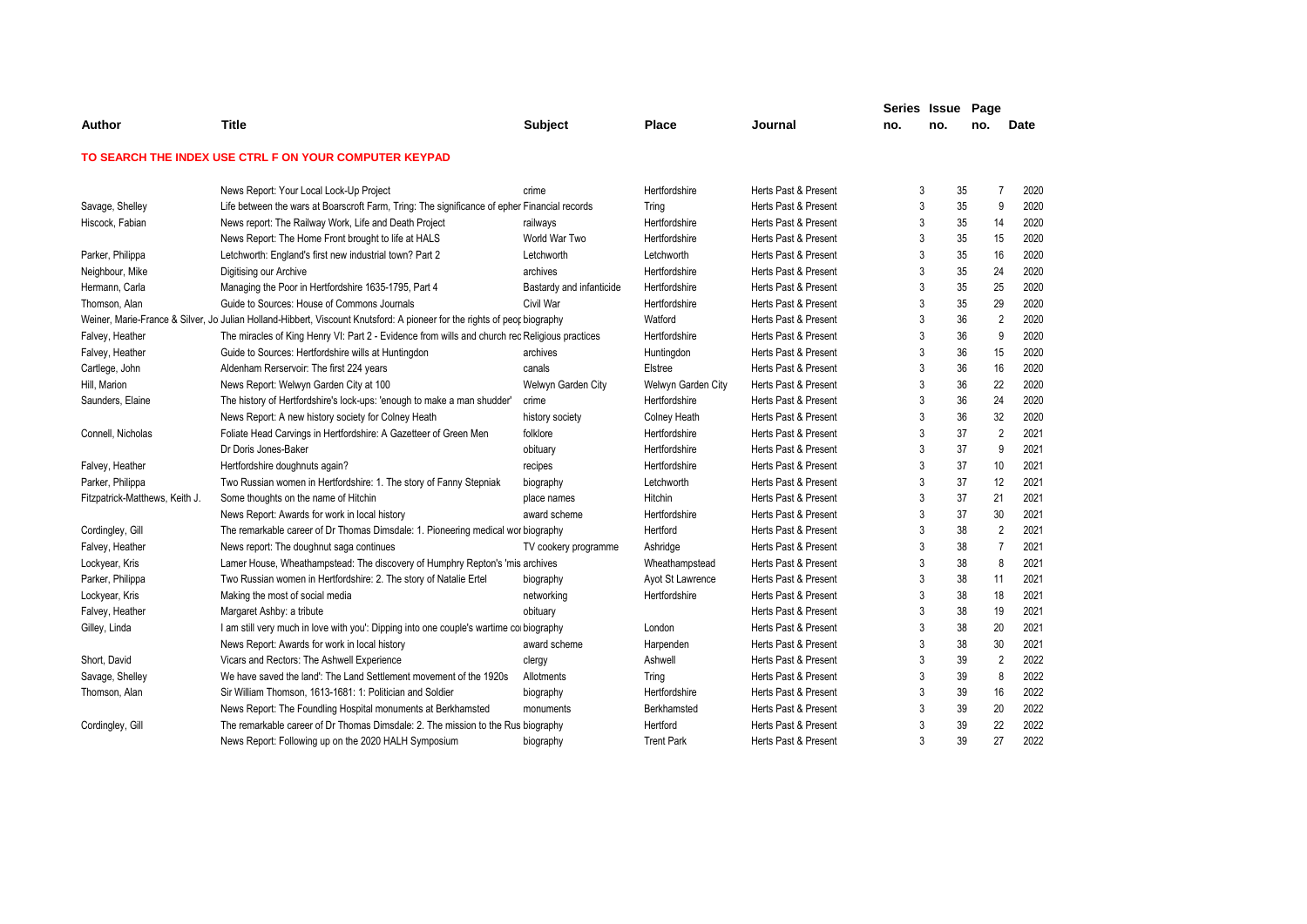| Author | Title | Subject | Place | Journal | Series no. | Issue no. | Page no. | Date |
|---|---|---|---|---|---|---|---|---|

**TO SEARCH THE INDEX USE CTRL F ON YOUR COMPUTER KEYPAD**

| Author | Title | Subject | Place | Journal | Series no. | Issue no. | Page no. | Date |
|---|---|---|---|---|---|---|---|---|
| | News Report: Your Local Lock-Up Project | crime | Hertfordshire | Herts Past & Present | 3 | 35 | 7 | 2020 |
| Savage, Shelley | Life between the wars at Boarscroft Farm, Tring: The significance of epher | Financial records | Tring | Herts Past & Present | 3 | 35 | 9 | 2020 |
| Hiscock, Fabian | News report: The Railway Work, Life and Death Project | railways | Hertfordshire | Herts Past & Present | 3 | 35 | 14 | 2020 |
| | News Report: The Home Front brought to life at HALS | World War Two | Hertfordshire | Herts Past & Present | 3 | 35 | 15 | 2020 |
| Parker, Philippa | Letchworth: England's first new industrial town? Part 2 | Letchworth | Letchworth | Herts Past & Present | 3 | 35 | 16 | 2020 |
| Neighbour, Mike | Digitising our Archive | archives | Hertfordshire | Herts Past & Present | 3 | 35 | 24 | 2020 |
| Hermann, Carla | Managing the Poor in Hertfordshire 1635-1795, Part 4 | Bastardy and infanticide | Hertfordshire | Herts Past & Present | 3 | 35 | 25 | 2020 |
| Thomson, Alan | Guide to Sources: House of Commons Journals | Civil War | Hertfordshire | Herts Past & Present | 3 | 35 | 29 | 2020 |
| Weiner, Marie-France & Silver, Jo | Julian Holland-Hibbert, Viscount Knutsford: A pioneer for the rights of peop | biography | Watford | Herts Past & Present | 3 | 36 | 2 | 2020 |
| Falvey, Heather | The miracles of King Henry VI: Part 2 - Evidence from wills and church rec | Religious practices | Hertfordshire | Herts Past & Present | 3 | 36 | 9 | 2020 |
| Falvey, Heather | Guide to Sources: Hertfordshire wills at Huntingdon | archives | Huntingdon | Herts Past & Present | 3 | 36 | 15 | 2020 |
| Cartlege, John | Aldenham Rerservoir: The first 224 years | canals | Elstree | Herts Past & Present | 3 | 36 | 16 | 2020 |
| Hill, Marion | News Report: Welwyn Garden City at 100 | Welwyn Garden City | Welwyn Garden City | Herts Past & Present | 3 | 36 | 22 | 2020 |
| Saunders, Elaine | The history of Hertfordshire's lock-ups: 'enough to make a man shudder' | crime | Hertfordshire | Herts Past & Present | 3 | 36 | 24 | 2020 |
| | News Report: A new history society for Colney Heath | history society | Colney Heath | Herts Past & Present | 3 | 36 | 32 | 2020 |
| Connell, Nicholas | Foliate Head Carvings in Hertfordshire: A Gazetteer of Green Men | folklore | Hertfordshire | Herts Past & Present | 3 | 37 | 2 | 2021 |
| | Dr Doris Jones-Baker | obituary | Hertfordshire | Herts Past & Present | 3 | 37 | 9 | 2021 |
| Falvey, Heather | Hertfordshire doughnuts again? | recipes | Hertfordshire | Herts Past & Present | 3 | 37 | 10 | 2021 |
| Parker, Philippa | Two Russian women in Hertfordshire: 1. The story of Fanny Stepniak | biography | Letchworth | Herts Past & Present | 3 | 37 | 12 | 2021 |
| Fitzpatrick-Matthews, Keith J. | Some thoughts on the name of Hitchin | place names | Hitchin | Herts Past & Present | 3 | 37 | 21 | 2021 |
| | News Report: Awards for work in local history | award scheme | Hertfordshire | Herts Past & Present | 3 | 37 | 30 | 2021 |
| Cordingley, Gill | The remarkable career of Dr Thomas Dimsdale: 1. Pioneering medical wor | biography | Hertford | Herts Past & Present | 3 | 38 | 2 | 2021 |
| Falvey, Heather | News report: The doughnut saga continues | TV cookery programme | Ashridge | Herts Past & Present | 3 | 38 | 7 | 2021 |
| Lockyear, Kris | Lamer House, Wheathampstead: The discovery of Humphry Repton's 'mis | archives | Wheathampstead | Herts Past & Present | 3 | 38 | 8 | 2021 |
| Parker, Philippa | Two Russian women in Hertfordshire: 2. The story of Natalie Ertel | biography | Ayot St Lawrence | Herts Past & Present | 3 | 38 | 11 | 2021 |
| Lockyear, Kris | Making the most of social media | networking | Hertfordshire | Herts Past & Present | 3 | 38 | 18 | 2021 |
| Falvey, Heather | Margaret Ashby: a tribute | obituary | | Herts Past & Present | 3 | 38 | 19 | 2021 |
| Gilley, Linda | I am still very much in love with you': Dipping into one couple's wartime co | biography | London | Herts Past & Present | 3 | 38 | 20 | 2021 |
| | News Report: Awards for work in local history | award scheme | Harpenden | Herts Past & Present | 3 | 38 | 30 | 2021 |
| Short, David | Vicars and Rectors: The Ashwell Experience | clergy | Ashwell | Herts Past & Present | 3 | 39 | 2 | 2022 |
| Savage, Shelley | We have saved the land': The Land Settlement movement of the 1920s | Allotments | Tring | Herts Past & Present | 3 | 39 | 8 | 2022 |
| Thomson, Alan | Sir William Thomson, 1613-1681: 1: Politician and Soldier | biography | Hertfordshire | Herts Past & Present | 3 | 39 | 16 | 2022 |
| | News Report: The Foundling Hospital monuments at Berkhamsted | monuments | Berkhamsted | Herts Past & Present | 3 | 39 | 20 | 2022 |
| Cordingley, Gill | The remarkable career of Dr Thomas Dimsdale: 2. The mission to the Rus | biography | Hertford | Herts Past & Present | 3 | 39 | 22 | 2022 |
| | News Report: Following up on the 2020 HALH Symposium | biography | Trent Park | Herts Past & Present | 3 | 39 | 27 | 2022 |